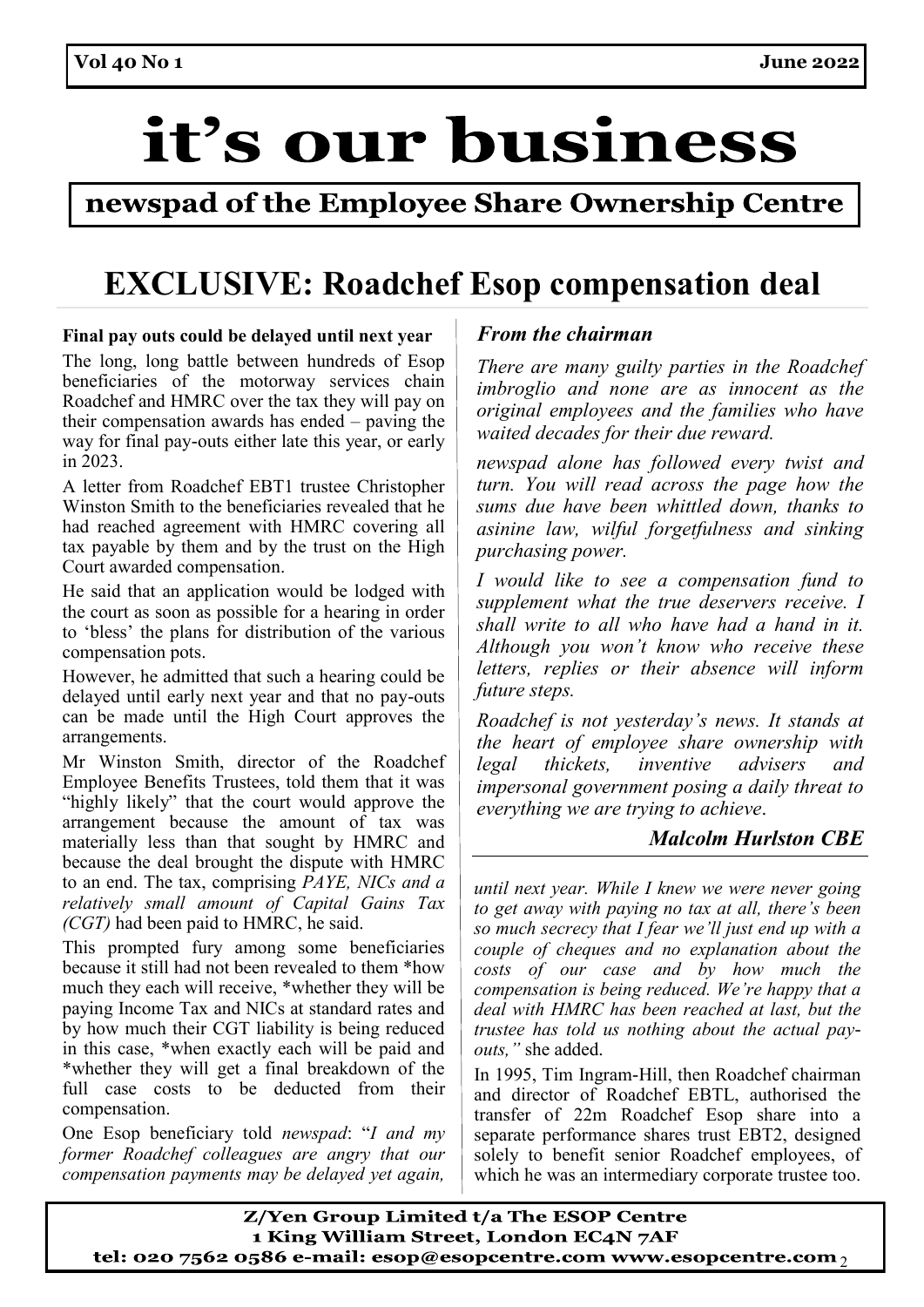# it's our business

## newspad of the Employee Share Ownership Centre

# EXCLUSIVE: Roadchef Esop compensation deal

**Final pay outs could be delayed until next year**

The long, long battle between hundreds of Esop beneficiaries of the motorway services chain Roadchef and HMRC over the tax they will pay on their compensation awards has ended – paving the way for final pay-outs either late this year, or early in 2023.

A letter from Roadchef EBT1 trustee Christopher Winston Smith to the beneficiaries revealed that he had reached agreement with HMRC covering all tax payable by them and by the trust on the High Court awarded compensation.

He said that an application would be lodged with the court as soon as possible for a hearing in order to 'bless' the plans for distribution of the various compensation pots.

However, he admitted that such a hearing could be delayed until early next year and that no pay-outs can be made until the High Court approves the arrangements.

Mr Winston Smith, director of the Roadchef Employee Benefits Trustees, told them that it was "highly likely" that the court would approve the arrangement because the amount of tax was materially less than that sought by HMRC and because the deal brought the dispute with HMRC to an end. The tax, comprising *PAYE, NICs and a relatively small amount of Capital Gains Tax (CGT)* had been paid to HMRC, he said.

This prompted fury among some beneficiaries because it still had not been revealed to them *how much they each will receive, *whether they will be paying Income Tax and NICs at standard rates and by how much their CGT liability is being reduced in this case, *when exactly each will be paid and *whether they will get a final breakdown of the full case costs to be deducted from their compensation.

One Esop beneficiary told *newspad*: "*I and my former Roadchef colleagues are angry that our compensation payments may be delayed yet again, until next year. While I knew we were never going to get away with paying no tax at all, there's been so much secrecy that I fear we'll just end up with a couple of cheques and no explanation about the costs of our case and by how much the compensation is being reduced. We're happy that a deal with HMRC has been reached at last, but the trustee has told us nothing about the actual pay-outs,"* she added.

In 1995, Tim Ingram-Hill, then Roadchef chairman and director of Roadchef EBTL, authorised the transfer of 22m Roadchef Esop share into a separate performance shares trust EBT2, designed solely to benefit senior Roadchef employees, of which he was an intermediary corporate trustee too.

### *From the chairman*

*There are many guilty parties in the Roadchef imbroglio and none are as innocent as the original employees and the families who have waited decades for their due reward.*

*newspad alone has followed every twist and turn. You will read across the page how the sums due have been whittled down, thanks to asinine law, wilful forgetfulness and sinking purchasing power.*

*I would like to see a compensation fund to supplement what the true deservers receive. I shall write to all who have had a hand in it. Although you won't know who receive these letters, replies or their absence will inform future steps.*

*Roadchef is not yesterday's news. It stands at the heart of employee share ownership with legal thickets, inventive advisers and impersonal government posing a daily threat to everything we are trying to achieve.*

***Malcolm Hurlston CBE***

**Z/Yen Group Limited t/a The ESOP Centre**
**1 King William Street, London EC4N 7AF**
**tel: 020 7562 0586 e-mail: esop@esopcentre.com www.esopcentre.com**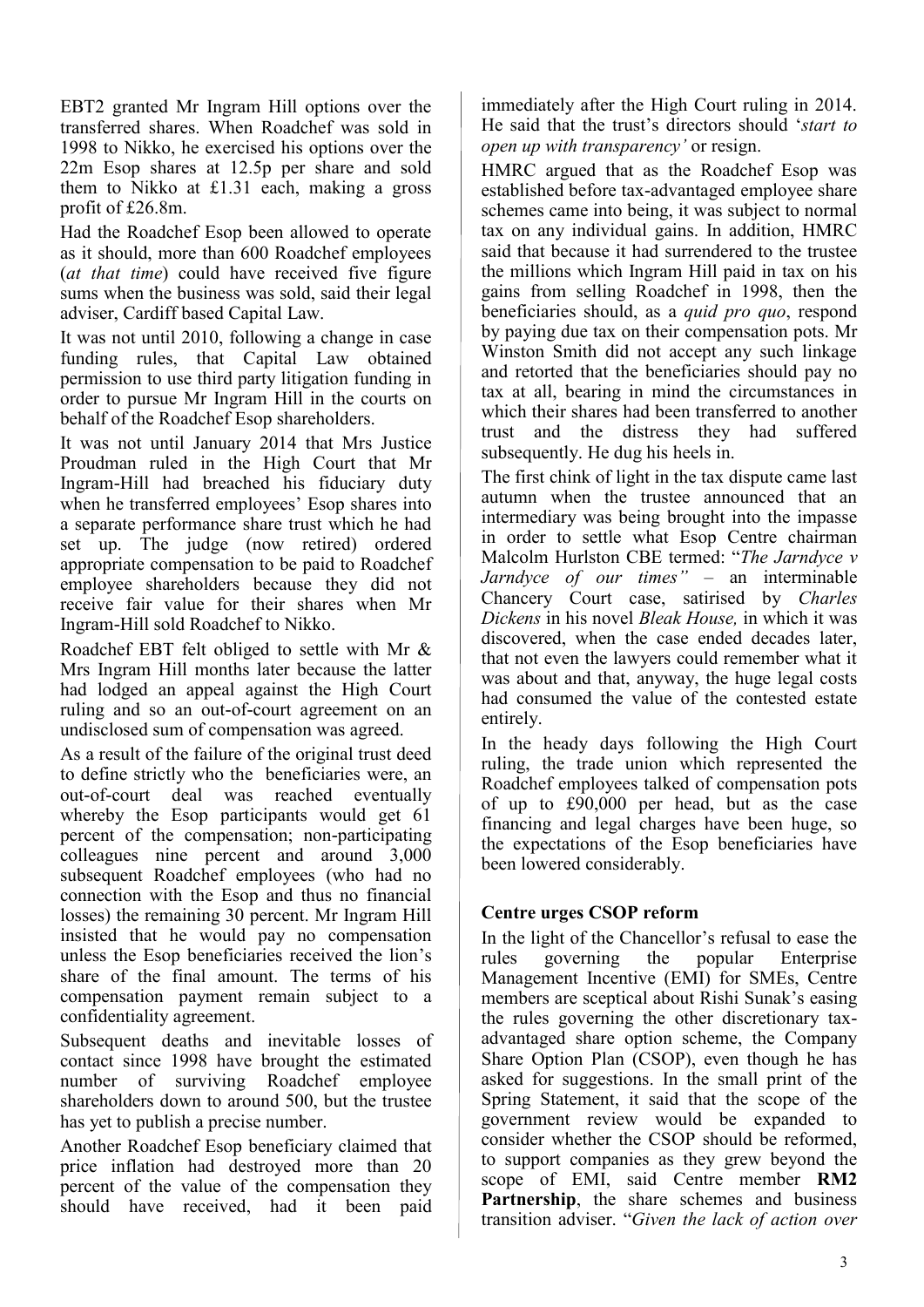EBT2 granted Mr Ingram Hill options over the transferred shares. When Roadchef was sold in 1998 to Nikko, he exercised his options over the 22m Esop shares at 12.5p per share and sold them to Nikko at £1.31 each, making a gross profit of £26.8m.

Had the Roadchef Esop been allowed to operate as it should, more than 600 Roadchef employees (*at that time*) could have received five figure sums when the business was sold, said their legal adviser, Cardiff based Capital Law.

It was not until 2010, following a change in case funding rules, that Capital Law obtained permission to use third party litigation funding in order to pursue Mr Ingram Hill in the courts on behalf of the Roadchef Esop shareholders.

It was not until January 2014 that Mrs Justice Proudman ruled in the High Court that Mr Ingram-Hill had breached his fiduciary duty when he transferred employees' Esop shares into a separate performance share trust which he had set up. The judge (now retired) ordered appropriate compensation to be paid to Roadchef employee shareholders because they did not receive fair value for their shares when Mr Ingram-Hill sold Roadchef to Nikko.

Roadchef EBT felt obliged to settle with Mr & Mrs Ingram Hill months later because the latter had lodged an appeal against the High Court ruling and so an out-of-court agreement on an undisclosed sum of compensation was agreed.

As a result of the failure of the original trust deed to define strictly who the beneficiaries were, an out-of-court deal was reached eventually whereby the Esop participants would get 61 percent of the compensation; non-participating colleagues nine percent and around 3,000 subsequent Roadchef employees (who had no connection with the Esop and thus no financial losses) the remaining 30 percent. Mr Ingram Hill insisted that he would pay no compensation unless the Esop beneficiaries received the lion's share of the final amount. The terms of his compensation payment remain subject to a confidentiality agreement.

Subsequent deaths and inevitable losses of contact since 1998 have brought the estimated number of surviving Roadchef employee shareholders down to around 500, but the trustee has yet to publish a precise number.

Another Roadchef Esop beneficiary claimed that price inflation had destroyed more than 20 percent of the value of the compensation they should have received, had it been paid immediately after the High Court ruling in 2014. He said that the trust's directors should '*start to open up with transparency'* or resign.

HMRC argued that as the Roadchef Esop was established before tax-advantaged employee share schemes came into being, it was subject to normal tax on any individual gains. In addition, HMRC said that because it had surrendered to the trustee the millions which Ingram Hill paid in tax on his gains from selling Roadchef in 1998, then the beneficiaries should, as a *quid pro quo*, respond by paying due tax on their compensation pots. Mr Winston Smith did not accept any such linkage and retorted that the beneficiaries should pay no tax at all, bearing in mind the circumstances in which their shares had been transferred to another trust and the distress they had suffered subsequently. He dug his heels in.

The first chink of light in the tax dispute came last autumn when the trustee announced that an intermediary was being brought into the impasse in order to settle what Esop Centre chairman Malcolm Hurlston CBE termed: "*The Jarndyce v Jarndyce of our times"* – an interminable Chancery Court case, satirised by *Charles Dickens* in his novel *Bleak House,* in which it was discovered, when the case ended decades later, that not even the lawyers could remember what it was about and that, anyway, the huge legal costs had consumed the value of the contested estate entirely.

In the heady days following the High Court ruling, the trade union which represented the Roadchef employees talked of compensation pots of up to £90,000 per head, but as the case financing and legal charges have been huge, so the expectations of the Esop beneficiaries have been lowered considerably.

## Centre urges CSOP reform

In the light of the Chancellor's refusal to ease the rules governing the popular Enterprise Management Incentive (EMI) for SMEs, Centre members are sceptical about Rishi Sunak's easing the rules governing the other discretionary tax-advantaged share option scheme, the Company Share Option Plan (CSOP), even though he has asked for suggestions. In the small print of the Spring Statement, it said that the scope of the government review would be expanded to consider whether the CSOP should be reformed, to support companies as they grew beyond the scope of EMI, said Centre member **RM2 Partnership**, the share schemes and business transition adviser. "*Given the lack of action over*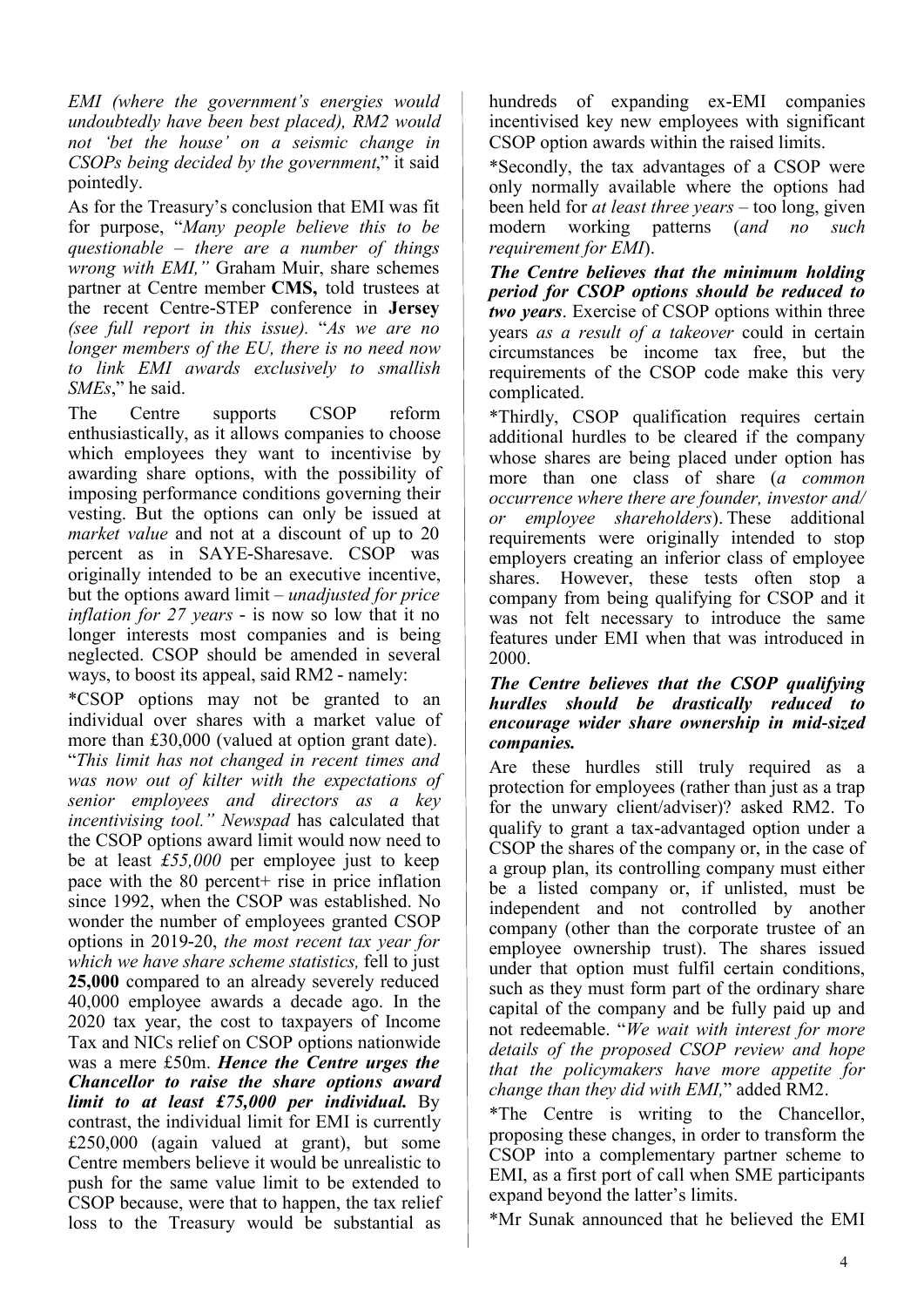*EMI (where the government's energies would undoubtedly have been best placed), RM2 would not 'bet the house' on a seismic change in CSOPs being decided by the government*," it said pointedly.

As for the Treasury's conclusion that EMI was fit for purpose, "*Many people believe this to be questionable – there are a number of things wrong with EMI,"* Graham Muir, share schemes partner at Centre member **CMS,** told trustees at the recent Centre-STEP conference in **Jersey** *(see full report in this issue)*. "*As we are no longer members of the EU, there is no need now to link EMI awards exclusively to smallish SMEs*," he said.

The Centre supports CSOP reform enthusiastically, as it allows companies to choose which employees they want to incentivise by awarding share options, with the possibility of imposing performance conditions governing their vesting. But the options can only be issued at *market value* and not at a discount of up to 20 percent as in SAYE-Sharesave. CSOP was originally intended to be an executive incentive, but the options award limit – *unadjusted for price inflation for 27 years* - is now so low that it no longer interests most companies and is being neglected. CSOP should be amended in several ways, to boost its appeal, said RM2 - namely:

*CSOP options may not be granted to an individual over shares with a market value of more than £30,000 (valued at option grant date). "*This limit has not changed in recent times and was now out of kilter with the expectations of senior employees and directors as a key incentivising tool." Newspad* has calculated that the CSOP options award limit would now need to be at least *£55,000* per employee just to keep pace with the 80 percent+ rise in price inflation since 1992, when the CSOP was established. No wonder the number of employees granted CSOP options in 2019-20, *the most recent tax year for which we have share scheme statistics,* fell to just **25,000** compared to an already severely reduced 40,000 employee awards a decade ago. In the 2020 tax year, the cost to taxpayers of Income Tax and NICs relief on CSOP options nationwide was a mere £50m. ***Hence the Centre urges the Chancellor to raise the share options award limit to at least £75,000 per individual.*** By contrast, the individual limit for EMI is currently £250,000 (again valued at grant), but some Centre members believe it would be unrealistic to push for the same value limit to be extended to CSOP because, were that to happen, the tax relief loss to the Treasury would be substantial as hundreds of expanding ex-EMI companies incentivised key new employees with significant CSOP option awards within the raised limits.

*Secondly, the tax advantages of a CSOP were only normally available where the options had been held for *at least three years* – too long, given modern working patterns (*and no such requirement for EMI*).

***The Centre believes that the minimum holding period for CSOP options should be reduced to two years***. Exercise of CSOP options within three years *as a result of a takeover* could in certain circumstances be income tax free, but the requirements of the CSOP code make this very complicated.

*Thirdly, CSOP qualification requires certain additional hurdles to be cleared if the company whose shares are being placed under option has more than one class of share (*a common occurrence where there are founder, investor and/ or employee shareholders*). These additional requirements were originally intended to stop employers creating an inferior class of employee shares. However, these tests often stop a company from being qualifying for CSOP and it was not felt necessary to introduce the same features under EMI when that was introduced in 2000.

***The Centre believes that the CSOP qualifying hurdles should be drastically reduced to encourage wider share ownership in mid-sized companies.***

Are these hurdles still truly required as a protection for employees (rather than just as a trap for the unwary client/adviser)? asked RM2. To qualify to grant a tax-advantaged option under a CSOP the shares of the company or, in the case of a group plan, its controlling company must either be a listed company or, if unlisted, must be independent and not controlled by another company (other than the corporate trustee of an employee ownership trust). The shares issued under that option must fulfil certain conditions, such as they must form part of the ordinary share capital of the company and be fully paid up and not redeemable. "*We wait with interest for more details of the proposed CSOP review and hope that the policymakers have more appetite for change than they did with EMI,*" added RM2.

*The Centre is writing to the Chancellor, proposing these changes, in order to transform the CSOP into a complementary partner scheme to EMI, as a first port of call when SME participants expand beyond the latter's limits.

*Mr Sunak announced that he believed the EMI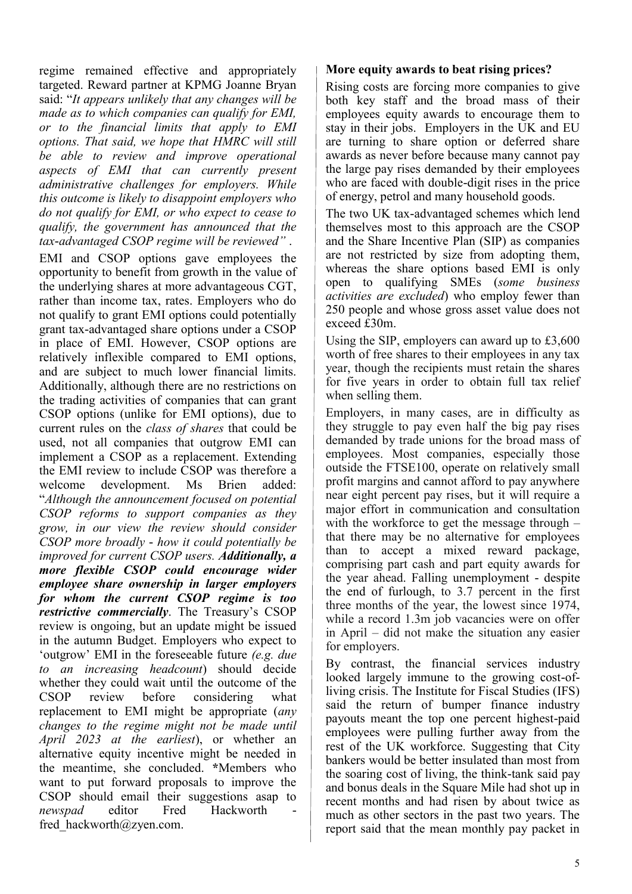regime remained effective and appropriately targeted. Reward partner at KPMG Joanne Bryan said: "*It appears unlikely that any changes will be made as to which companies can qualify for EMI, or to the financial limits that apply to EMI options. That said, we hope that HMRC will still be able to review and improve operational aspects of EMI that can currently present administrative challenges for employers. While this outcome is likely to disappoint employers who do not qualify for EMI, or who expect to cease to qualify, the government has announced that the tax-advantaged CSOP regime will be reviewed"* .

EMI and CSOP options gave employees the opportunity to benefit from growth in the value of the underlying shares at more advantageous CGT, rather than income tax, rates. Employers who do not qualify to grant EMI options could potentially grant tax-advantaged share options under a CSOP in place of EMI. However, CSOP options are relatively inflexible compared to EMI options, and are subject to much lower financial limits. Additionally, although there are no restrictions on the trading activities of companies that can grant CSOP options (unlike for EMI options), due to current rules on the *class of shares* that could be used, not all companies that outgrow EMI can implement a CSOP as a replacement. Extending the EMI review to include CSOP was therefore a welcome development. Ms Brien added: "*Although the announcement focused on potential CSOP reforms to support companies as they grow, in our view the review should consider CSOP more broadly - how it could potentially be improved for current CSOP users.* ***Additionally, a more flexible CSOP could encourage wider employee share ownership in larger employers for whom the current CSOP regime is too restrictive commercially***. The Treasury's CSOP review is ongoing, but an update might be issued in the autumn Budget. Employers who expect to 'outgrow' EMI in the foreseeable future *(e.g. due to an increasing headcount*) should decide whether they could wait until the outcome of the CSOP review before considering what replacement to EMI might be appropriate (*any changes to the regime might not be made until April 2023 at the earliest*), or whether an alternative equity incentive might be needed in the meantime, she concluded. **\***Members who want to put forward proposals to improve the CSOP should email their suggestions asap to *newspad* editor Fred Hackworth - fred_hackworth@zyen.com.

**More equity awards to beat rising prices?**

Rising costs are forcing more companies to give both key staff and the broad mass of their employees equity awards to encourage them to stay in their jobs. Employers in the UK and EU are turning to share option or deferred share awards as never before because many cannot pay the large pay rises demanded by their employees who are faced with double-digit rises in the price of energy, petrol and many household goods.

The two UK tax-advantaged schemes which lend themselves most to this approach are the CSOP and the Share Incentive Plan (SIP) as companies are not restricted by size from adopting them, whereas the share options based EMI is only open to qualifying SMEs (*some business activities are excluded*) who employ fewer than 250 people and whose gross asset value does not exceed £30m.

Using the SIP, employers can award up to £3,600 worth of free shares to their employees in any tax year, though the recipients must retain the shares for five years in order to obtain full tax relief when selling them.

Employers, in many cases, are in difficulty as they struggle to pay even half the big pay rises demanded by trade unions for the broad mass of employees. Most companies, especially those outside the FTSE100, operate on relatively small profit margins and cannot afford to pay anywhere near eight percent pay rises, but it will require a major effort in communication and consultation with the workforce to get the message through – that there may be no alternative for employees than to accept a mixed reward package, comprising part cash and part equity awards for the year ahead. Falling unemployment - despite the end of furlough, to 3.7 percent in the first three months of the year, the lowest since 1974, while a record 1.3m job vacancies were on offer in April – did not make the situation any easier for employers.

By contrast, the financial services industry looked largely immune to the growing cost-of-living crisis. The Institute for Fiscal Studies (IFS) said the return of bumper finance industry payouts meant the top one percent highest-paid employees were pulling further away from the rest of the UK workforce. Suggesting that City bankers would be better insulated than most from the soaring cost of living, the think-tank said pay and bonus deals in the Square Mile had shot up in recent months and had risen by about twice as much as other sectors in the past two years. The report said that the mean monthly pay packet in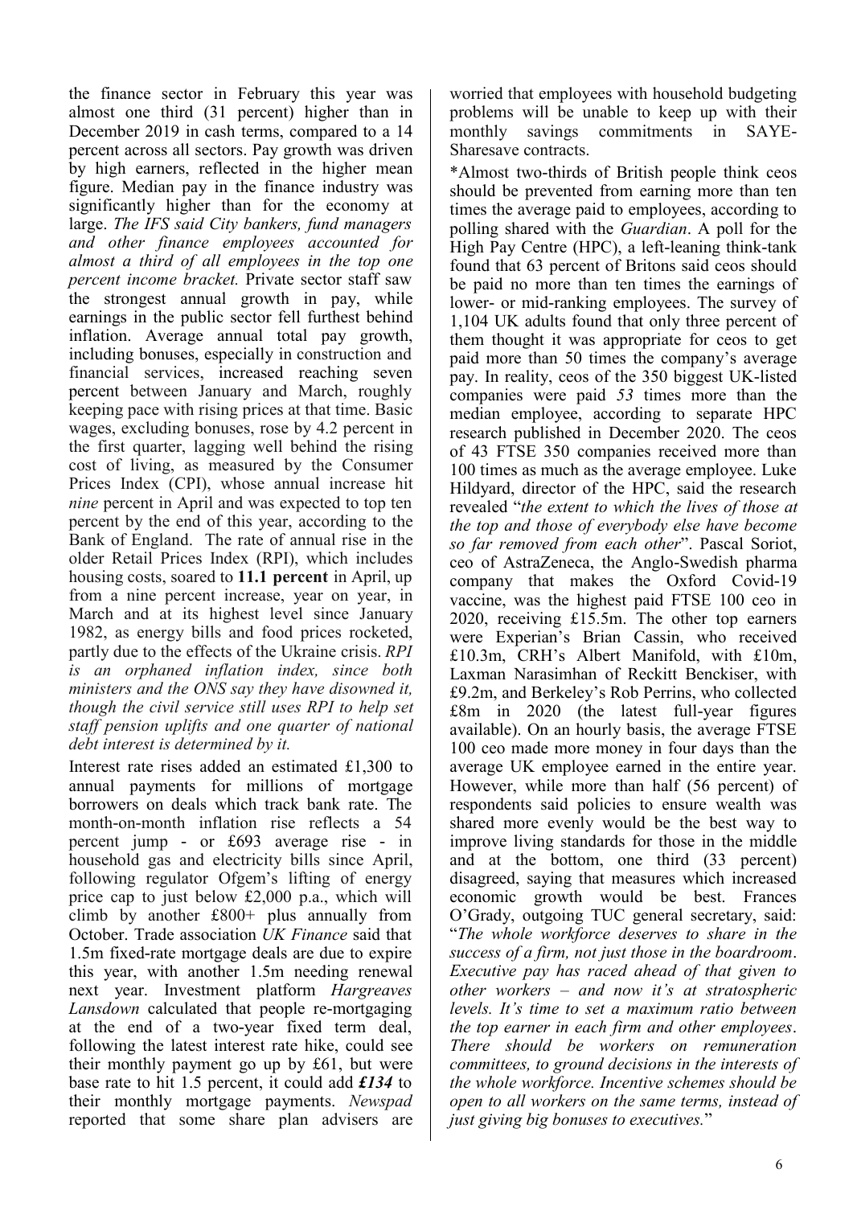the finance sector in February this year was almost one third (31 percent) higher than in December 2019 in cash terms, compared to a 14 percent across all sectors. Pay growth was driven by high earners, reflected in the higher mean figure. Median pay in the finance industry was significantly higher than for the economy at large. *The IFS said City bankers, fund managers and other finance employees accounted for almost a third of all employees in the top one percent income bracket.* Private sector staff saw the strongest annual growth in pay, while earnings in the public sector fell furthest behind inflation. Average annual total pay growth, including bonuses, especially in construction and financial services, increased reaching seven percent between January and March, roughly keeping pace with rising prices at that time. Basic wages, excluding bonuses, rose by 4.2 percent in the first quarter, lagging well behind the rising cost of living, as measured by the Consumer Prices Index (CPI), whose annual increase hit *nine* percent in April and was expected to top ten percent by the end of this year, according to the Bank of England. The rate of annual rise in the older Retail Prices Index (RPI), which includes housing costs, soared to **11.1 percent** in April, up from a nine percent increase, year on year, in March and at its highest level since January 1982, as energy bills and food prices rocketed, partly due to the effects of the Ukraine crisis. *RPI is an orphaned inflation index, since both ministers and the ONS say they have disowned it, though the civil service still uses RPI to help set staff pension uplifts and one quarter of national debt interest is determined by it.*

Interest rate rises added an estimated £1,300 to annual payments for millions of mortgage borrowers on deals which track bank rate. The month-on-month inflation rise reflects a 54 percent jump - or £693 average rise - in household gas and electricity bills since April, following regulator Ofgem's lifting of energy price cap to just below £2,000 p.a., which will climb by another £800+ plus annually from October. Trade association *UK Finance* said that 1.5m fixed-rate mortgage deals are due to expire this year, with another 1.5m needing renewal next year. Investment platform *Hargreaves Lansdown* calculated that people re-mortgaging at the end of a two-year fixed term deal, following the latest interest rate hike, could see their monthly payment go up by £61, but were base rate to hit 1.5 percent, it could add ***£134*** to their monthly mortgage payments. *Newspad* reported that some share plan advisers are worried that employees with household budgeting problems will be unable to keep up with their monthly savings commitments in SAYE-Sharesave contracts.

*Almost two-thirds of British people think ceos should be prevented from earning more than ten times the average paid to employees, according to polling shared with the *Guardian*. A poll for the High Pay Centre (HPC), a left-leaning think-tank found that 63 percent of Britons said ceos should be paid no more than ten times the earnings of lower- or mid-ranking employees. The survey of 1,104 UK adults found that only three percent of them thought it was appropriate for ceos to get paid more than 50 times the company's average pay. In reality, ceos of the 350 biggest UK-listed companies were paid *53* times more than the median employee, according to separate HPC research published in December 2020. The ceos of 43 FTSE 350 companies received more than 100 times as much as the average employee. Luke Hildyard, director of the HPC, said the research revealed "*the extent to which the lives of those at the top and those of everybody else have become so far removed from each other*". Pascal Soriot, ceo of AstraZeneca, the Anglo-Swedish pharma company that makes the Oxford Covid-19 vaccine, was the highest paid FTSE 100 ceo in 2020, receiving £15.5m. The other top earners were Experian's Brian Cassin, who received £10.3m, CRH's Albert Manifold, with £10m, Laxman Narasimhan of Reckitt Benckiser, with £9.2m, and Berkeley's Rob Perrins, who collected £8m in 2020 (the latest full-year figures available). On an hourly basis, the average FTSE 100 ceo made more money in four days than the average UK employee earned in the entire year. However, while more than half (56 percent) of respondents said policies to ensure wealth was shared more evenly would be the best way to improve living standards for those in the middle and at the bottom, one third (33 percent) disagreed, saying that measures which increased economic growth would be best. Frances O'Grady, outgoing TUC general secretary, said: "*The whole workforce deserves to share in the success of a firm, not just those in the boardroom. Executive pay has raced ahead of that given to other workers – and now it's at stratospheric levels. It's time to set a maximum ratio between the top earner in each firm and other employees. There should be workers on remuneration committees, to ground decisions in the interests of the whole workforce. Incentive schemes should be open to all workers on the same terms, instead of just giving big bonuses to executives.*"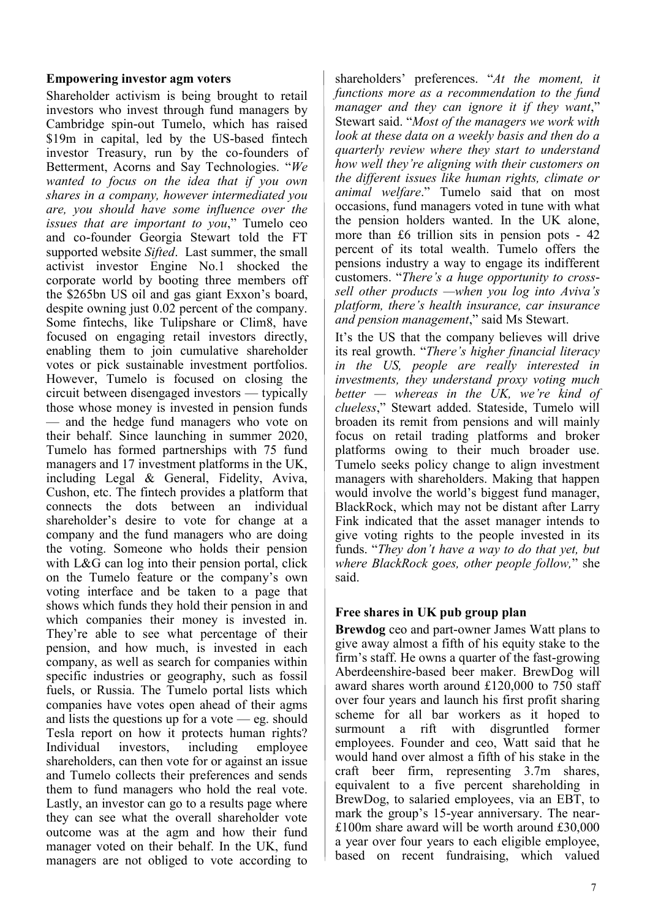**Empowering investor agm voters**

Shareholder activism is being brought to retail investors who invest through fund managers by Cambridge spin-out Tumelo, which has raised \$19m in capital, led by the US-based fintech investor Treasury, run by the co-founders of Betterment, Acorns and Say Technologies. "*We wanted to focus on the idea that if you own shares in a company, however intermediated you are, you should have some influence over the issues that are important to you*," Tumelo ceo and co-founder Georgia Stewart told the FT supported website *Sifted*. Last summer, the small activist investor Engine No.1 shocked the corporate world by booting three members off the \$265bn US oil and gas giant Exxon's board, despite owning just 0.02 percent of the company. Some fintechs, like Tulipshare or Clim8, have focused on engaging retail investors directly, enabling them to join cumulative shareholder votes or pick sustainable investment portfolios. However, Tumelo is focused on closing the circuit between disengaged investors — typically those whose money is invested in pension funds — and the hedge fund managers who vote on their behalf. Since launching in summer 2020, Tumelo has formed partnerships with 75 fund managers and 17 investment platforms in the UK, including Legal & General, Fidelity, Aviva, Cushon, etc. The fintech provides a platform that connects the dots between an individual shareholder's desire to vote for change at a company and the fund managers who are doing the voting. Someone who holds their pension with L&G can log into their pension portal, click on the Tumelo feature or the company's own voting interface and be taken to a page that shows which funds they hold their pension in and which companies their money is invested in. They're able to see what percentage of their pension, and how much, is invested in each company, as well as search for companies within specific industries or geography, such as fossil fuels, or Russia. The Tumelo portal lists which companies have votes open ahead of their agms and lists the questions up for a vote — eg. should Tesla report on how it protects human rights? Individual investors, including employee shareholders, can then vote for or against an issue and Tumelo collects their preferences and sends them to fund managers who hold the real vote. Lastly, an investor can go to a results page where they can see what the overall shareholder vote outcome was at the agm and how their fund manager voted on their behalf. In the UK, fund managers are not obliged to vote according to shareholders' preferences. "*At the moment, it functions more as a recommendation to the fund manager and they can ignore it if they want*," Stewart said. "*Most of the managers we work with look at these data on a weekly basis and then do a quarterly review where they start to understand how well they're aligning with their customers on the different issues like human rights, climate or animal welfare*." Tumelo said that on most occasions, fund managers voted in tune with what the pension holders wanted. In the UK alone, more than £6 trillion sits in pension pots - 42 percent of its total wealth. Tumelo offers the pensions industry a way to engage its indifferent customers. "*There's a huge opportunity to cross-sell other products —when you log into Aviva's platform, there's health insurance, car insurance and pension management*," said Ms Stewart.

It's the US that the company believes will drive its real growth. "*There's higher financial literacy in the US, people are really interested in investments, they understand proxy voting much better — whereas in the UK, we're kind of clueless*," Stewart added. Stateside, Tumelo will broaden its remit from pensions and will mainly focus on retail trading platforms and broker platforms owing to their much broader use. Tumelo seeks policy change to align investment managers with shareholders. Making that happen would involve the world's biggest fund manager, BlackRock, which may not be distant after Larry Fink indicated that the asset manager intends to give voting rights to the people invested in its funds. "*They don't have a way to do that yet, but where BlackRock goes, other people follow,*" she said.

**Free shares in UK pub group plan**

**Brewdog** ceo and part-owner James Watt plans to give away almost a fifth of his equity stake to the firm's staff. He owns a quarter of the fast-growing Aberdeenshire-based beer maker. BrewDog will award shares worth around £120,000 to 750 staff over four years and launch his first profit sharing scheme for all bar workers as it hoped to surmount a rift with disgruntled former employees. Founder and ceo, Watt said that he would hand over almost a fifth of his stake in the craft beer firm, representing 3.7m shares, equivalent to a five percent shareholding in BrewDog, to salaried employees, via an EBT, to mark the group's 15-year anniversary. The near-£100m share award will be worth around £30,000 a year over four years to each eligible employee, based on recent fundraising, which valued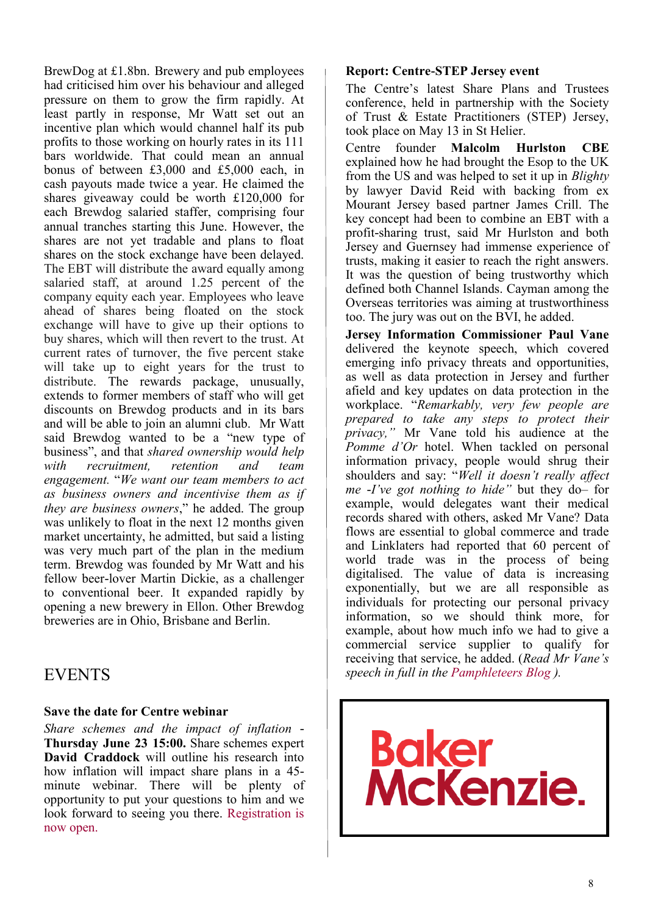BrewDog at £1.8bn. Brewery and pub employees had criticised him over his behaviour and alleged pressure on them to grow the firm rapidly. At least partly in response, Mr Watt set out an incentive plan which would channel half its pub profits to those working on hourly rates in its 111 bars worldwide. That could mean an annual bonus of between £3,000 and £5,000 each, in cash payouts made twice a year. He claimed the shares giveaway could be worth £120,000 for each Brewdog salaried staffer, comprising four annual tranches starting this June. However, the shares are not yet tradable and plans to float shares on the stock exchange have been delayed. The EBT will distribute the award equally among salaried staff, at around 1.25 percent of the company equity each year. Employees who leave ahead of shares being floated on the stock exchange will have to give up their options to buy shares, which will then revert to the trust. At current rates of turnover, the five percent stake will take up to eight years for the trust to distribute. The rewards package, unusually, extends to former members of staff who will get discounts on Brewdog products and in its bars and will be able to join an alumni club. Mr Watt said Brewdog wanted to be a "new type of business", and that *shared ownership would help with recruitment, retention and team engagement.* "*We want our team members to act as business owners and incentivise them as if they are business owners*," he added. The group was unlikely to float in the next 12 months given market uncertainty, he admitted, but said a listing was very much part of the plan in the medium term. Brewdog was founded by Mr Watt and his fellow beer-lover Martin Dickie, as a challenger to conventional beer. It expanded rapidly by opening a new brewery in Ellon. Other Brewdog breweries are in Ohio, Brisbane and Berlin.

# EVENTS

### Save the date for Centre webinar

*Share schemes and the impact of inflation* - **Thursday June 23 15:00.** Share schemes expert **David Craddock** will outline his research into how inflation will impact share plans in a 45-minute webinar. There will be plenty of opportunity to put your questions to him and we look forward to seeing you there. Registration is now open.

### Report: Centre-STEP Jersey event

The Centre's latest Share Plans and Trustees conference, held in partnership with the Society of Trust & Estate Practitioners (STEP) Jersey, took place on May 13 in St Helier.

Centre founder **Malcolm Hurlston CBE** explained how he had brought the Esop to the UK from the US and was helped to set it up in *Blighty* by lawyer David Reid with backing from ex Mourant Jersey based partner James Crill. The key concept had been to combine an EBT with a profit-sharing trust, said Mr Hurlston and both Jersey and Guernsey had immense experience of trusts, making it easier to reach the right answers. It was the question of being trustworthy which defined both Channel Islands. Cayman among the Overseas territories was aiming at trustworthiness too. The jury was out on the BVI, he added.

**Jersey Information Commissioner Paul Vane** delivered the keynote speech, which covered emerging info privacy threats and opportunities, as well as data protection in Jersey and further afield and key updates on data protection in the workplace. "*Remarkably, very few people are prepared to take any steps to protect their privacy,"* Mr Vane told his audience at the *Pomme d'Or* hotel. When tackled on personal information privacy, people would shrug their shoulders and say: "*Well it doesn't really affect me -I've got nothing to hide*" but they do– for example, would delegates want their medical records shared with others, asked Mr Vane? Data flows are essential to global commerce and trade and Linklaters had reported that 60 percent of world trade was in the process of being digitalised. The value of data is increasing exponentially, but we are all responsible as individuals for protecting our personal privacy information, so we should think more, for example, about how much info we had to give a commercial service supplier to qualify for receiving that service, he added. (*Read Mr Vane's speech in full in the Pamphleteers Blog ).*

Baker McKenzie.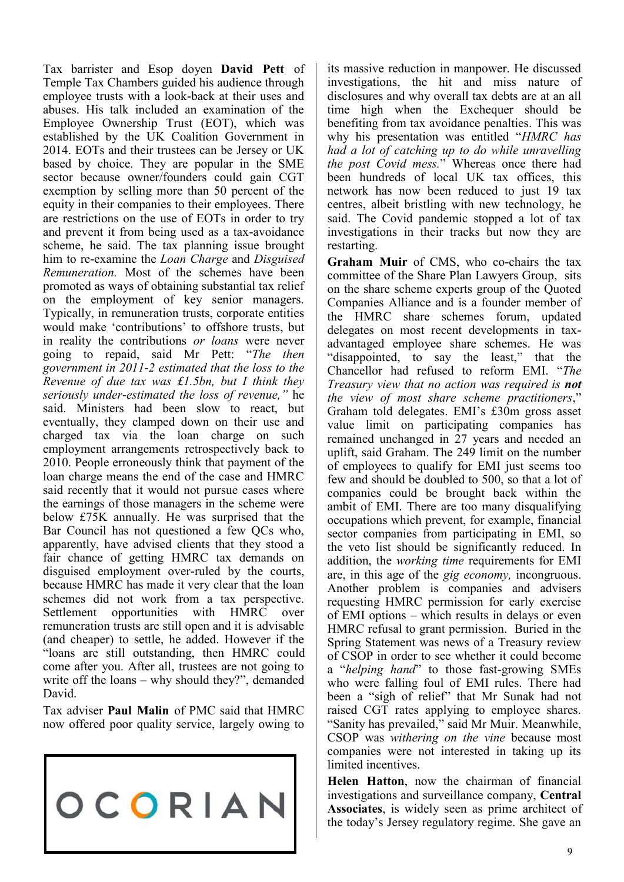Tax barrister and Esop doyen **David Pett** of Temple Tax Chambers guided his audience through employee trusts with a look-back at their uses and abuses. His talk included an examination of the Employee Ownership Trust (EOT), which was established by the UK Coalition Government in 2014. EOTs and their trustees can be Jersey or UK based by choice. They are popular in the SME sector because owner/founders could gain CGT exemption by selling more than 50 percent of the equity in their companies to their employees. There are restrictions on the use of EOTs in order to try and prevent it from being used as a tax-avoidance scheme, he said. The tax planning issue brought him to re-examine the *Loan Charge* and *Disguised Remuneration.* Most of the schemes have been promoted as ways of obtaining substantial tax relief on the employment of key senior managers. Typically, in remuneration trusts, corporate entities would make 'contributions' to offshore trusts, but in reality the contributions *or loans* were never going to repaid, said Mr Pett: "*The then government in 2011-2 estimated that the loss to the Revenue of due tax was £1.5bn, but I think they seriously under-estimated the loss of revenue,"* he said. Ministers had been slow to react, but eventually, they clamped down on their use and charged tax via the loan charge on such employment arrangements retrospectively back to 2010. People erroneously think that payment of the loan charge means the end of the case and HMRC said recently that it would not pursue cases where the earnings of those managers in the scheme were below £75K annually. He was surprised that the Bar Council has not questioned a few QCs who, apparently, have advised clients that they stood a fair chance of getting HMRC tax demands on disguised employment over-ruled by the courts, because HMRC has made it very clear that the loan schemes did not work from a tax perspective. Settlement opportunities with HMRC over remuneration trusts are still open and it is advisable (and cheaper) to settle, he added. However if the "loans are still outstanding, then HMRC could come after you. After all, trustees are not going to write off the loans – why should they?", demanded David.

Tax adviser **Paul Malin** of PMC said that HMRC now offered poor quality service, largely owing to its massive reduction in manpower. He discussed investigations, the hit and miss nature of disclosures and why overall tax debts are at an all time high when the Exchequer should be benefiting from tax avoidance penalties. This was why his presentation was entitled "*HMRC has had a lot of catching up to do while unravelling the post Covid mess.*" Whereas once there had been hundreds of local UK tax offices, this network has now been reduced to just 19 tax centres, albeit bristling with new technology, he said. The Covid pandemic stopped a lot of tax investigations in their tracks but now they are restarting.

OCORIAN

**Graham Muir** of CMS, who co-chairs the tax committee of the Share Plan Lawyers Group, sits on the share scheme experts group of the Quoted Companies Alliance and is a founder member of the HMRC share schemes forum, updated delegates on most recent developments in tax-advantaged employee share schemes. He was "disappointed, to say the least," that the Chancellor had refused to reform EMI. "*The Treasury view that no action was required is **not** the view of most share scheme practitioners*," Graham told delegates. EMI's £30m gross asset value limit on participating companies has remained unchanged in 27 years and needed an uplift, said Graham. The 249 limit on the number of employees to qualify for EMI just seems too few and should be doubled to 500, so that a lot of companies could be brought back within the ambit of EMI. There are too many disqualifying occupations which prevent, for example, financial sector companies from participating in EMI, so the veto list should be significantly reduced. In addition, the *working time* requirements for EMI are, in this age of the *gig economy,* incongruous. Another problem is companies and advisers requesting HMRC permission for early exercise of EMI options – which results in delays or even HMRC refusal to grant permission. Buried in the Spring Statement was news of a Treasury review of CSOP in order to see whether it could become a "*helping hand*" to those fast-growing SMEs who were falling foul of EMI rules. There had been a "sigh of relief" that Mr Sunak had not raised CGT rates applying to employee shares. "Sanity has prevailed," said Mr Muir. Meanwhile, CSOP was *withering on the vine* because most companies were not interested in taking up its limited incentives.

**Helen Hatton**, now the chairman of financial investigations and surveillance company, **Central Associates**, is widely seen as prime architect of the today's Jersey regulatory regime. She gave an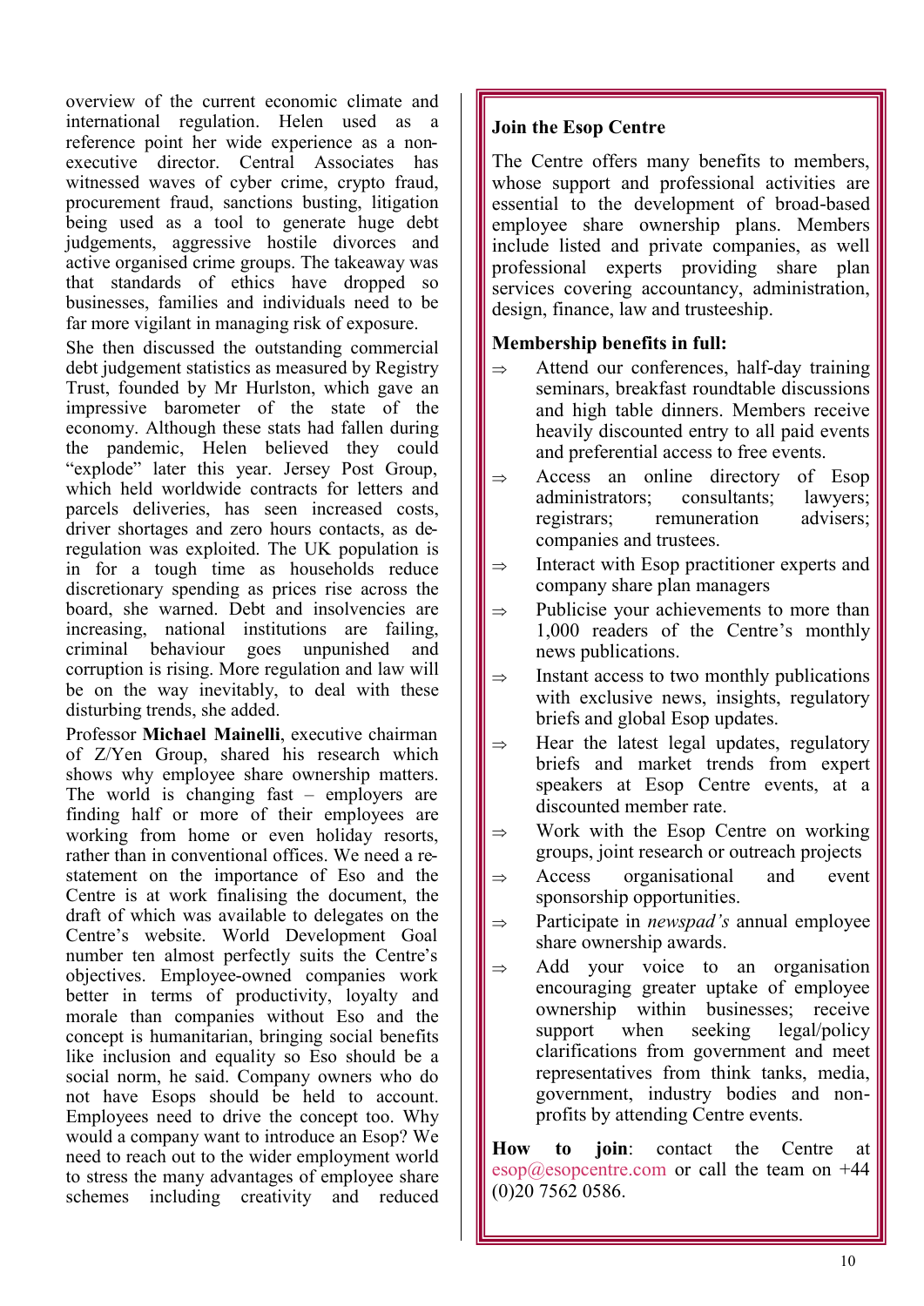overview of the current economic climate and international regulation. Helen used as a reference point her wide experience as a non-executive director. Central Associates has witnessed waves of cyber crime, crypto fraud, procurement fraud, sanctions busting, litigation being used as a tool to generate huge debt judgements, aggressive hostile divorces and active organised crime groups. The takeaway was that standards of ethics have dropped so businesses, families and individuals need to be far more vigilant in managing risk of exposure.

She then discussed the outstanding commercial debt judgement statistics as measured by Registry Trust, founded by Mr Hurlston, which gave an impressive barometer of the state of the economy. Although these stats had fallen during the pandemic, Helen believed they could "explode" later this year. Jersey Post Group, which held worldwide contracts for letters and parcels deliveries, has seen increased costs, driver shortages and zero hours contacts, as de-regulation was exploited. The UK population is in for a tough time as households reduce discretionary spending as prices rise across the board, she warned. Debt and insolvencies are increasing, national institutions are failing, criminal behaviour goes unpunished and corruption is rising. More regulation and law will be on the way inevitably, to deal with these disturbing trends, she added.

Professor **Michael Mainelli**, executive chairman of Z/Yen Group, shared his research which shows why employee share ownership matters. The world is changing fast – employers are finding half or more of their employees are working from home or even holiday resorts, rather than in conventional offices. We need a re-statement on the importance of Eso and the Centre is at work finalising the document, the draft of which was available to delegates on the Centre's website. World Development Goal number ten almost perfectly suits the Centre's objectives. Employee-owned companies work better in terms of productivity, loyalty and morale than companies without Eso and the concept is humanitarian, bringing social benefits like inclusion and equality so Eso should be a social norm, he said. Company owners who do not have Esops should be held to account. Employees need to drive the concept too. Why would a company want to introduce an Esop? We need to reach out to the wider employment world to stress the many advantages of employee share schemes including creativity and reduced

### Join the Esop Centre

The Centre offers many benefits to members, whose support and professional activities are essential to the development of broad-based employee share ownership plans. Members include listed and private companies, as well professional experts providing share plan services covering accountancy, administration, design, finance, law and trusteeship.

**Membership benefits in full:**

- ⇒ Attend our conferences, half-day training seminars, breakfast roundtable discussions and high table dinners. Members receive heavily discounted entry to all paid events and preferential access to free events.
- ⇒ Access an online directory of Esop administrators; consultants; lawyers; registrars; remuneration advisers; companies and trustees.
- ⇒ Interact with Esop practitioner experts and company share plan managers
- ⇒ Publicise your achievements to more than 1,000 readers of the Centre's monthly news publications.
- ⇒ Instant access to two monthly publications with exclusive news, insights, regulatory briefs and global Esop updates.
- ⇒ Hear the latest legal updates, regulatory briefs and market trends from expert speakers at Esop events, at a discounted member rate.
- ⇒ Work with the Esop Centre on working groups, joint research or outreach projects
- ⇒ Access organisational and event sponsorship opportunities.
- ⇒ Participate in *newspad's* annual employee share ownership awards.
- ⇒ Add your voice to an organisation encouraging greater uptake of employee ownership within businesses; receive support when seeking legal/policy clarifications from government and meet representatives from think tanks, media, government, industry bodies and non-profits by attending Centre events.

**How to join**: contact the Centre at esop@esopcentre.com or call the team on +44 (0)20 7562 0586.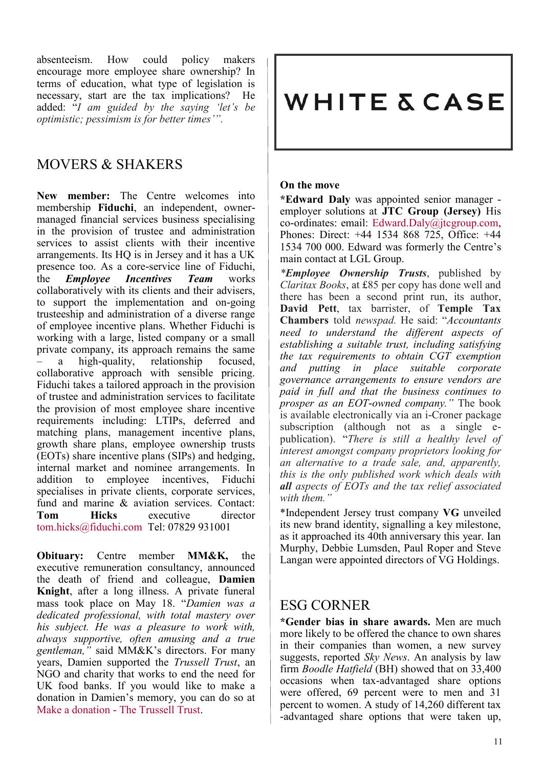absenteeism. How could policy makers encourage more employee share ownership? In terms of education, what type of legislation is necessary, start are the tax implications? He added: "*I am guided by the saying 'let's be optimistic; pessimism is for better times'".*

## MOVERS & SHAKERS

**New member:** The Centre welcomes into membership **Fiduchi**, an independent, owner-managed financial services business specialising in the provision of trustee and administration services to assist clients with their incentive arrangements. Its HQ is in Jersey and it has a UK presence too. As a core-service line of Fiduchi, the ***Employee Incentives Team*** works collaboratively with its clients and their advisers, to support the implementation and on-going trusteeship and administration of a diverse range of employee incentive plans. Whether Fiduchi is working with a large, listed company or a small private company, its approach remains the same – a high-quality, relationship focused, collaborative approach with sensible pricing. Fiduchi takes a tailored approach in the provision of trustee and administration services to facilitate the provision of most employee share incentive requirements including: LTIPs, deferred and matching plans, management incentive plans, growth share plans, employee ownership trusts (EOTs) share incentive plans (SIPs) and hedging, internal market and nominee arrangements. In addition to employee incentives, Fiduchi specialises in private clients, corporate services, fund and marine & aviation services. Contact: **Tom Hicks** executive director tom.hicks@fiduchi.com Tel: 07829 931001

**Obituary:** Centre member **MM&K,** the executive remuneration consultancy, announced the death of friend and colleague, **Damien Knight**, after a long illness. A private funeral mass took place on May 18. "*Damien was a dedicated professional, with total mastery over his subject. He was a pleasure to work with, always supportive, often amusing and a true gentleman,"* said MM&K's directors. For many years, Damien supported the *Trussell Trust*, an NGO and charity that works to end the need for UK food banks. If you would like to make a donation in Damien's memory, you can do so at Make a donation - The Trussell Trust.

WHITE & CASE

**On the move**

***Edward Daly** was appointed senior manager - employer solutions at **JTC Group (Jersey)** His co-ordinates: email: Edward.Daly@jtcgroup.com, Phones: Direct: +44 1534 868 725, Office: +44 1534 700 000. Edward was formerly the Centre's main contact at LGL Group.

**Employee Ownership Trusts*, published by *Claritax Books*, at £85 per copy has done well and there has been a second print run, its author, **David Pett**, tax barrister, of **Temple Tax Chambers** told *newspad.* He said: "*Accountants need to understand the different aspects of establishing a suitable trust, including satisfying the tax requirements to obtain CGT exemption and putting in place suitable corporate governance arrangements to ensure vendors are paid in full and that the business continues to prosper as an EOT-owned company."* The book is available electronically via an i-Croner package subscription (although not as a single e-publication). "*There is still a healthy level of interest amongst company proprietors looking for an alternative to a trade sale, and, apparently, this is the only published work which deals with **all** aspects of EOTs and the tax relief associated with them."*

*Independent Jersey trust company **VG** unveiled its new brand identity, signalling a key milestone, as it approached its 40th anniversary this year. Ian Murphy, Debbie Lumsden, Paul Roper and Steve Langan were appointed directors of VG Holdings.

## ESG CORNER

***Gender bias in share awards.** Men are much more likely to be offered the chance to own shares in their companies than women, a new survey suggests, reported *Sky News*. An analysis by law firm *Boodle Hatfield* (BH) showed that on 33,400 occasions when tax-advantaged share options were offered, 69 percent were to men and 31 percent to women. A study of 14,260 different tax-advantaged share options that were taken up,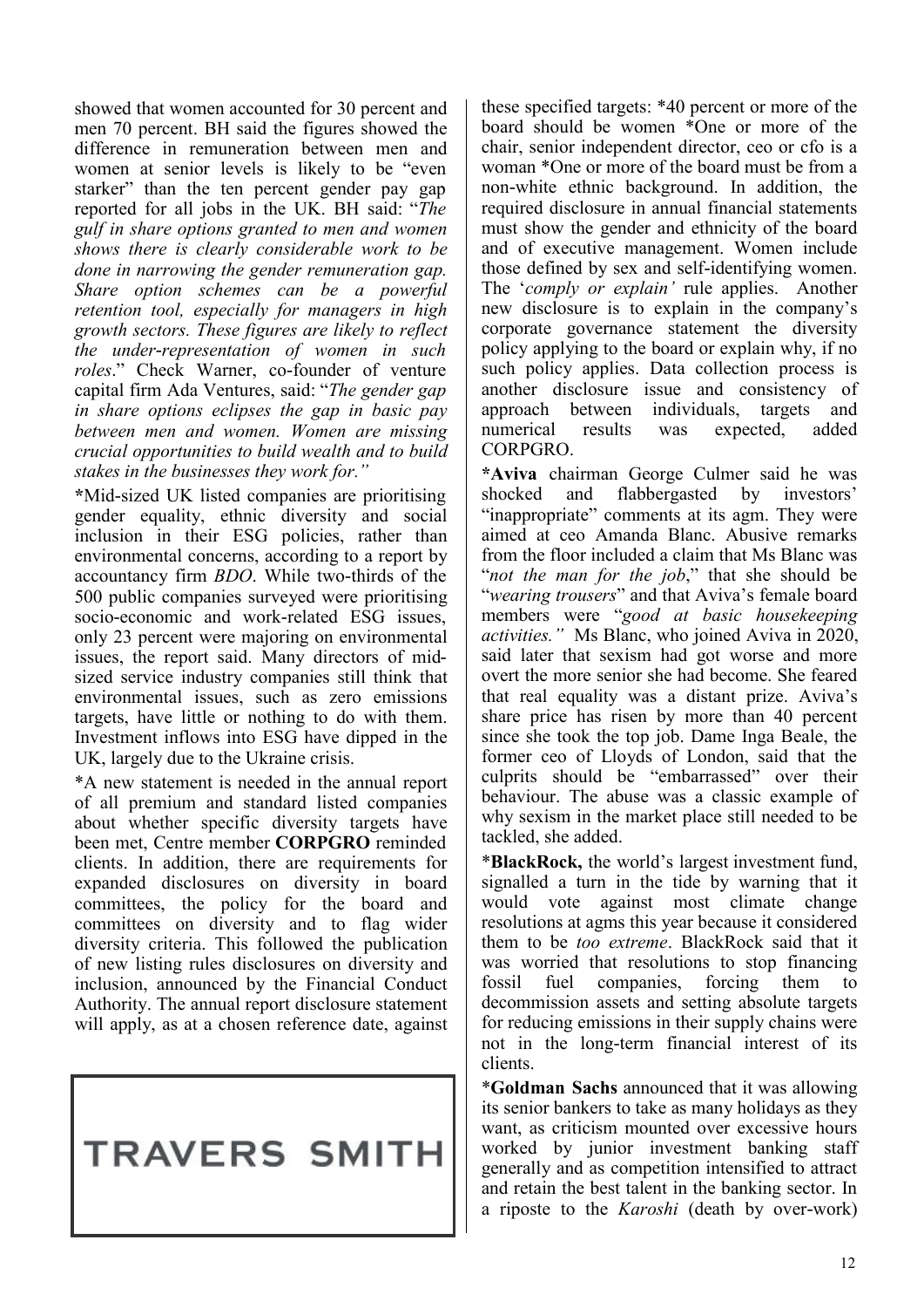showed that women accounted for 30 percent and men 70 percent. BH said the figures showed the difference in remuneration between men and women at senior levels is likely to be "even starker" than the ten percent gender pay gap reported for all jobs in the UK. BH said: "*The gulf in share options granted to men and women shows there is clearly considerable work to be done in narrowing the gender remuneration gap. Share option schemes can be a powerful retention tool, especially for managers in high growth sectors. These figures are likely to reflect the under-representation of women in such roles*." Check Warner, co-founder of venture capital firm Ada Ventures, said: "*The gender gap in share options eclipses the gap in basic pay between men and women. Women are missing crucial opportunities to build wealth and to build stakes in the businesses they work for.*"

*Mid-sized UK listed companies are prioritising gender equality, ethnic diversity and social inclusion in their ESG policies, rather than environmental concerns, according to a report by accountancy firm *BDO*. While two-thirds of the 500 public companies surveyed were prioritising socio-economic and work-related ESG issues, only 23 percent were majoring on environmental issues, the report said. Many directors of mid-sized service industry companies still think that environmental issues, such as zero emissions targets, have little or nothing to do with them. Investment inflows into ESG have dipped in the UK, largely due to the Ukraine crisis.

*A new statement is needed in the annual report of all premium and standard listed companies about whether specific diversity targets have been met, Centre member **CORPGRO** reminded clients. In addition, there are requirements for expanded disclosures on diversity in board committees, the policy for the board and committees on diversity and to flag wider diversity criteria. This followed the publication of new listing rules disclosures on diversity and inclusion, announced by the Financial Conduct Authority. The annual report disclosure statement will apply, as at a chosen reference date, against these specified targets: *40 percent or more of the board should be women *One or more of the chair, senior independent director, ceo or cfo is a woman *One or more of the board must be from a non-white ethnic background. In addition, the required disclosure in annual financial statements must show the gender and ethnicity of the board and of executive management. Women include those defined by sex and self-identifying women. The '*comply or explain'* rule applies. Another new disclosure is to explain in the company's corporate governance statement the diversity policy applying to the board or explain why, if no such policy applies. Data collection process is another disclosure issue and consistency of approach between individuals, targets and numerical results was expected, added CORPGRO.

TRAVERS SMITH

***Aviva** chairman George Culmer said he was shocked and flabbergasted by investors' "inappropriate" comments at its agm. They were aimed at ceo Amanda Blanc. Abusive remarks from the floor included a claim that Ms Blanc was "*not the man for the job*," that she should be "*wearing trousers*" and that Aviva's female board members were "*good at basic housekeeping activities."* Ms Blanc, who joined Aviva in 2020, said later that sexism had got worse and more overt the more senior she had become. She feared that real equality was a distant prize. Aviva's share price has risen by more than 40 percent since she took the top job. Dame Inga Beale, the former ceo of Lloyds of London, said that the culprits should be "embarrassed" over their behaviour. The abuse was a classic example of why sexism in the market place still needed to be tackled, she added.

***BlackRock,** the world's largest investment fund, signalled a turn in the tide by warning that it would vote against most climate change resolutions at agms this year because it considered them to be *too extreme*. BlackRock said that it was worried that resolutions to stop financing fossil fuel companies, forcing them to decommission assets and setting absolute targets for reducing emissions in their supply chains were not in the long-term financial interest of its clients.

***Goldman Sachs** announced that it was allowing its senior bankers to take as many holidays as they want, as criticism mounted over excessive hours worked by junior investment banking staff generally and as competition intensified to attract and retain the best talent in the banking sector. In a riposte to the *Karoshi* (death by over-work)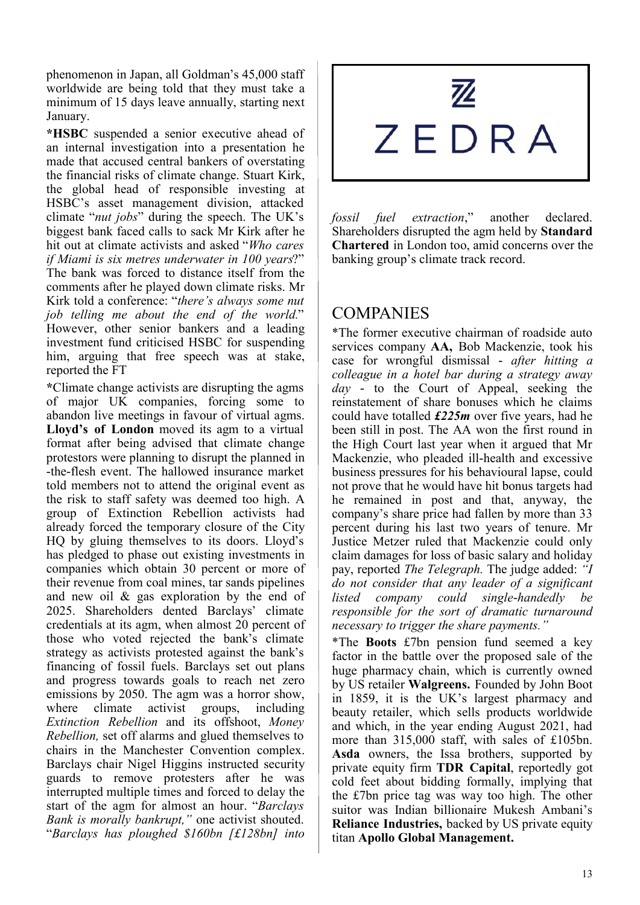phenomenon in Japan, all Goldman's 45,000 staff worldwide are being told that they must take a minimum of 15 days leave annually, starting next January.

***HSBC** suspended a senior executive ahead of an internal investigation into a presentation he made that accused central bankers of overstating the financial risks of climate change. Stuart Kirk, the global head of responsible investing at HSBC's asset management division, attacked climate "*nut jobs*" during the speech. The UK's biggest bank faced calls to sack Mr Kirk after he hit out at climate activists and asked "*Who cares if Miami is six metres underwater in 100 years*?" The bank was forced to distance itself from the comments after he played down climate risks. Mr Kirk told a conference: "*there's always some nut job telling me about the end of the world.*" However, other senior bankers and a leading investment fund criticised HSBC for suspending him, arguing that free speech was at stake, reported the FT

*Climate change activists are disrupting the agms of major UK companies, forcing some to abandon live meetings in favour of virtual agms. **Lloyd's of London** moved its agm to a virtual format after being advised that climate change protestors were planning to disrupt the planned in-the-flesh event. The hallowed insurance market told members not to attend the original event as the risk to staff safety was deemed too high. A group of Extinction Rebellion activists had already forced the temporary closure of the City HQ by gluing themselves to its doors. Lloyd's has pledged to phase out existing investments in companies which obtain 30 percent or more of their revenue from coal mines, tar sands pipelines and new oil & gas exploration by the end of 2025. Shareholders dented Barclays' climate credentials at its agm, when almost 20 percent of those who voted rejected the bank's climate strategy as activists protested against the bank's financing of fossil fuels. Barclays set out plans and progress towards goals to reach net zero emissions by 2050. The agm was a horror show, where climate activist groups, including *Extinction Rebellion* and its offshoot, *Money Rebellion,* set off alarms and glued themselves to chairs in the Manchester Convention complex. Barclays chair Nigel Higgins instructed security guards to remove protesters after he was interrupted multiple times and forced to delay the start of the agm for almost an hour. "*Barclays Bank is morally bankrupt,"* one activist shouted. "*Barclays has ploughed $160bn [£128bn] into fossil fuel extraction*," another declared. Shareholders disrupted the agm held by **Standard Chartered** in London too, amid concerns over the banking group's climate track record.

ZEDRA

## COMPANIES

*The former executive chairman of roadside auto services company **AA,** Bob Mackenzie, took his case for wrongful dismissal - *after hitting a colleague in a hotel bar during a strategy away day* - to the Court of Appeal, seeking the reinstatement of share bonuses which he claims could have totalled ***£225m*** over five years, had he been still in post. The AA won the first round in the High Court last year when it argued that Mr Mackenzie, who pleaded ill-health and excessive business pressures for his behavioural lapse, could not prove that he would have hit bonus targets had he remained in post and that, anyway, the company's share price had fallen by more than 33 percent during his last two years of tenure. Mr Justice Metzer ruled that Mackenzie could only claim damages for loss of basic salary and holiday pay, reported *The Telegraph.* The judge added: *"I do not consider that any leader of a significant listed company could single-handedly be responsible for the sort of dramatic turnaround necessary to trigger the share payments."*

*The **Boots** £7bn pension fund seemed a key factor in the battle over the proposed sale of the huge pharmacy chain, which is currently owned by US retailer **Walgreens.** Founded by John Boot in 1859, it is the UK's largest pharmacy and beauty retailer, which sells products worldwide and which, in the year ending August 2021, had more than 315,000 staff, with sales of £105bn. **Asda** owners, the Issa brothers, supported by private equity firm **TDR Capital**, reportedly got cold feet about bidding formally, implying that the £7bn price tag was way too high. The other suitor was Indian billionaire Mukesh Ambani's **Reliance Industries,** backed by US private equity titan **Apollo Global Management.**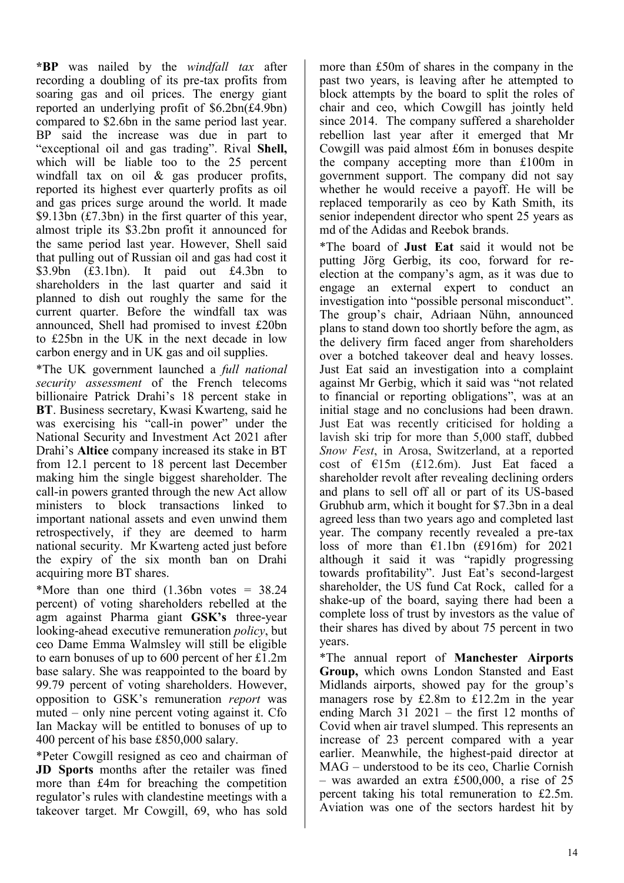***BP** was nailed by the *windfall tax* after recording a doubling of its pre-tax profits from soaring gas and oil prices. The energy giant reported an underlying profit of $6.2bn(£4.9bn) compared to $2.6bn in the same period last year. BP said the increase was due in part to "exceptional oil and gas trading". Rival **Shell,** which will be liable too to the 25 percent windfall tax on oil & gas producer profits, reported its highest ever quarterly profits as oil and gas prices surge around the world. It made $9.13bn (£7.3bn) in the first quarter of this year, almost triple its $3.2bn profit it announced for the same period last year. However, Shell said that pulling out of Russian oil and gas had cost it $3.9bn (£3.1bn). It paid out £4.3bn to shareholders in the last quarter and said it planned to dish out roughly the same for the current quarter. Before the windfall tax was announced, Shell had promised to invest £20bn to £25bn in the UK in the next decade in low carbon energy and in UK gas and oil supplies.

*The UK government launched a *full national security assessment* of the French telecoms billionaire Patrick Drahi's 18 percent stake in **BT**. Business secretary, Kwasi Kwarteng, said he was exercising his "call-in power" under the National Security and Investment Act 2021 after Drahi's **Altice** company increased its stake in BT from 12.1 percent to 18 percent last December making him the single biggest shareholder. The call-in powers granted through the new Act allow ministers to block transactions linked to important national assets and even unwind them retrospectively, if they are deemed to harm national security. Mr Kwarteng acted just before the expiry of the six month ban on Drahi acquiring more BT shares.

*More than one third (1.36bn votes = 38.24 percent) of voting shareholders rebelled at the agm against Pharma giant **GSK's** three-year looking-ahead executive remuneration *policy*, but ceo Dame Emma Walmsley will still be eligible to earn bonuses of up to 600 percent of her £1.2m base salary. She was reappointed to the board by 99.79 percent of voting shareholders. However, opposition to GSK's remuneration *report* was muted – only nine percent voting against it. Cfo Ian Mackay will be entitled to bonuses of up to 400 percent of his base £850,000 salary.

*Peter Cowgill resigned as ceo and chairman of **JD Sports** months after the retailer was fined more than £4m for breaching the competition regulator's rules with clandestine meetings with a takeover target. Mr Cowgill, 69, who has sold more than £50m of shares in the company in the past two years, is leaving after he attempted to block attempts by the board to split the roles of chair and ceo, which Cowgill has jointly held since 2014. The company suffered a shareholder rebellion last year after it emerged that Mr Cowgill was paid almost £6m in bonuses despite the company accepting more than £100m in government support. The company did not say whether he would receive a payoff. He will be replaced temporarily as ceo by Kath Smith, its senior independent director who spent 25 years as md of the Adidas and Reebok brands.

*The board of **Just Eat** said it would not be putting Jörg Gerbig, its coo, forward for re-election at the company's agm, as it was due to engage an external expert to conduct an investigation into "possible personal misconduct". The group's chair, Adriaan Nühn, announced plans to stand down too shortly before the agm, as the delivery firm faced anger from shareholders over a botched takeover deal and heavy losses. Just Eat said an investigation into a complaint against Mr Gerbig, which it said was "not related to financial or reporting obligations", was at an initial stage and no conclusions had been drawn. Just Eat was recently criticised for holding a lavish ski trip for more than 5,000 staff, dubbed *Snow Fest*, in Arosa, Switzerland, at a reported cost of €15m (£12.6m). Just Eat faced a shareholder revolt after revealing declining orders and plans to sell off all or part of its US-based Grubhub arm, which it bought for $7.3bn in a deal agreed less than two years ago and completed last year. The company recently revealed a pre-tax loss of more than €1.1bn (£916m) for 2021 although it said it was "rapidly progressing towards profitability". Just Eat's second-largest shareholder, the US fund Cat Rock, called for a shake-up of the board, saying there had been a complete loss of trust by investors as the value of their shares has dived by about 75 percent in two years.

*The annual report of **Manchester Airports Group,** which owns London Stansted and East Midlands airports, showed pay for the group's managers rose by £2.8m to £12.2m in the year ending March 31 2021 – the first 12 months of Covid when air travel slumped. This represents an increase of 23 percent compared with a year earlier. Meanwhile, the highest-paid director at MAG – understood to be its ceo, Charlie Cornish – was awarded an extra £500,000, a rise of 25 percent taking his total remuneration to £2.5m. Aviation was one of the sectors hardest hit by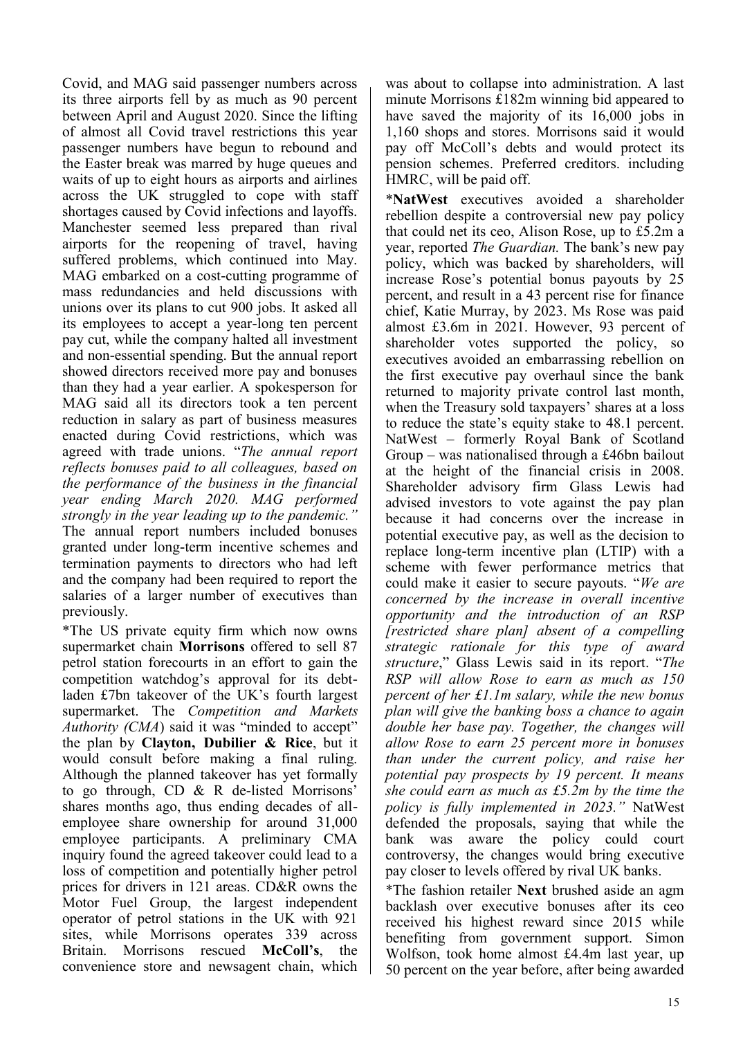Covid, and MAG said passenger numbers across its three airports fell by as much as 90 percent between April and August 2020. Since the lifting of almost all Covid travel restrictions this year passenger numbers have begun to rebound and the Easter break was marred by huge queues and waits of up to eight hours as airports and airlines across the UK struggled to cope with staff shortages caused by Covid infections and layoffs. Manchester seemed less prepared than rival airports for the reopening of travel, having suffered problems, which continued into May. MAG embarked on a cost-cutting programme of mass redundancies and held discussions with unions over its plans to cut 900 jobs. It asked all its employees to accept a year-long ten percent pay cut, while the company halted all investment and non-essential spending. But the annual report showed directors received more pay and bonuses than they had a year earlier. A spokesperson for MAG said all its directors took a ten percent reduction in salary as part of business measures enacted during Covid restrictions, which was agreed with trade unions. "*The annual report reflects bonuses paid to all colleagues, based on the performance of the business in the financial year ending March 2020. MAG performed strongly in the year leading up to the pandemic.*" The annual report numbers included bonuses granted under long-term incentive schemes and termination payments to directors who had left and the company had been required to report the salaries of a larger number of executives than previously.

*The US private equity firm which now owns supermarket chain **Morrisons** offered to sell 87 petrol station forecourts in an effort to gain the competition watchdog's approval for its debt-laden £7bn takeover of the UK's fourth largest supermarket. The *Competition and Markets Authority (CMA*) said it was "minded to accept" the plan by **Clayton, Dubilier & Rice**, but it would consult before making a final ruling. Although the planned takeover has yet formally to go through, CD & R de-listed Morrisons' shares months ago, thus ending decades of all-employee share ownership for around 31,000 employee participants. A preliminary CMA inquiry found the agreed takeover could lead to a loss of competition and potentially higher petrol prices for drivers in 121 areas. CD&R owns the Motor Fuel Group, the largest independent operator of petrol stations in the UK with 921 sites, while Morrisons operates 339 across Britain. Morrisons rescued **McColl's**, the convenience store and newsagent chain, which was about to collapse into administration. A last minute Morrisons £182m winning bid appeared to have saved the majority of its 16,000 jobs in 1,160 shops and stores. Morrisons said it would pay off McColl's debts and would protect its pension schemes. Preferred creditors. including HMRC, will be paid off.

***NatWest** executives avoided a shareholder rebellion despite a controversial new pay policy that could net its ceo, Alison Rose, up to £5.2m a year, reported *The Guardian.* The bank's new pay policy, which was backed by shareholders, will increase Rose's potential bonus payouts by 25 percent, and result in a 43 percent rise for finance chief, Katie Murray, by 2023. Ms Rose was paid almost £3.6m in 2021. However, 93 percent of shareholder votes supported the policy, so executives avoided an embarrassing rebellion on the first executive pay overhaul since the bank returned to majority private control last month, when the Treasury sold taxpayers' shares at a loss to reduce the state's equity stake to 48.1 percent. NatWest – formerly Royal Bank of Scotland Group – was nationalised through a £46bn bailout at the height of the financial crisis in 2008. Shareholder advisory firm Glass Lewis had advised investors to vote against the pay plan because it had concerns over the increase in potential executive pay, as well as the decision to replace long-term incentive plan (LTIP) with a scheme with fewer performance metrics that could make it easier to secure payouts. "*We are concerned by the increase in overall incentive opportunity and the introduction of an RSP [restricted share plan] absent of a compelling strategic rationale for this type of award structure*," Glass Lewis said in its report. "*The RSP will allow Rose to earn as much as 150 percent of her £1.1m salary, while the new bonus plan will give the banking boss a chance to again double her base pay. Together, the changes will allow Rose to earn 25 percent more in bonuses than under the current policy, and raise her potential pay prospects by 19 percent. It means she could earn as much as £5.2m by the time the policy is fully implemented in 2023.*" NatWest defended the proposals, saying that while the bank was aware the policy could court controversy, the changes would bring executive pay closer to levels offered by rival UK banks.

*The fashion retailer **Next** brushed aside an agm backlash over executive bonuses after its ceo received his highest reward since 2015 while benefiting from government support. Simon Wolfson, took home almost £4.4m last year, up 50 percent on the year before, after being awarded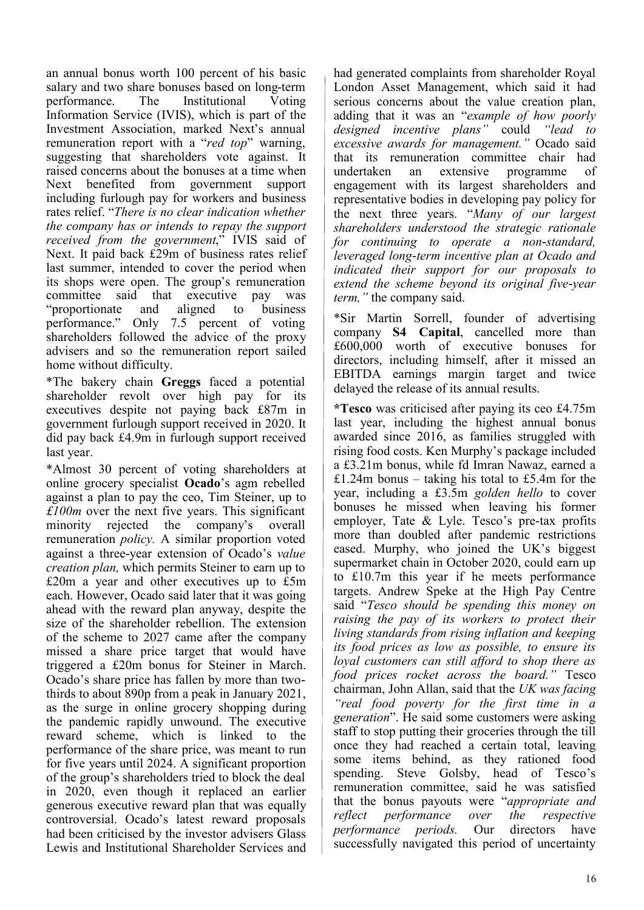an annual bonus worth 100 percent of his basic salary and two share bonuses based on long-term performance. The Institutional Voting Information Service (IVIS), which is part of the Investment Association, marked Next's annual remuneration report with a "*red top*" warning, suggesting that shareholders vote against. It raised concerns about the bonuses at a time when Next benefited from government support including furlough pay for workers and business rates relief. "*There is no clear indication whether the company has or intends to repay the support received from the government*," IVIS said of Next. It paid back £29m of business rates relief last summer, intended to cover the period when its shops were open. The group's remuneration committee said that executive pay was "proportionate and aligned to business performance." Only 7.5 percent of voting shareholders followed the advice of the proxy advisers and so the remuneration report sailed home without difficulty.

*The bakery chain **Greggs** faced a potential shareholder revolt over high pay for its executives despite not paying back £87m in government furlough support received in 2020. It did pay back £4.9m in furlough support received last year.

*Almost 30 percent of voting shareholders at online grocery specialist **Ocado**'s agm rebelled against a plan to pay the ceo, Tim Steiner, up to *£100m* over the next five years. This significant minority rejected the company's overall remuneration *policy.* A similar proportion voted against a three-year extension of Ocado's *value creation plan,* which permits Steiner to earn up to £20m a year and other executives up to £5m each. However, Ocado said later that it was going ahead with the reward plan anyway, despite the size of the shareholder rebellion. The extension of the scheme to 2027 came after the company missed a share price target that would have triggered a £20m bonus for Steiner in March. Ocado's share price has fallen by more than two-thirds to about 890p from a peak in January 2021, as the surge in online grocery shopping during the pandemic rapidly unwound. The executive reward scheme, which is linked to the performance of the share price, was meant to run for five years until 2024. A significant proportion of the group's shareholders tried to block the deal in 2020, even though it replaced an earlier generous executive reward plan that was equally controversial. Ocado's latest reward proposals had been criticised by the investor advisers Glass Lewis and Institutional Shareholder Services and had generated complaints from shareholder Royal London Asset Management, which said it had serious concerns about the value creation plan, adding that it was an "*example of how poorly designed incentive plans"* could *"lead to excessive awards for management."* Ocado said that its remuneration committee chair had undertaken an extensive programme of engagement with its largest shareholders and representative bodies in developing pay policy for the next three years. "*Many of our largest shareholders understood the strategic rationale for continuing to operate a non-standard, leveraged long-term incentive plan at Ocado and indicated their support for our proposals to extend the scheme beyond its original five-year term,"* the company said.

*Sir Martin Sorrell, founder of advertising company **S4 Capital**, cancelled more than £600,000 worth of executive bonuses for directors, including himself, after it missed an EBITDA earnings margin target and twice delayed the release of its annual results.

***Tesco** was criticised after paying its ceo £4.75m last year, including the highest annual bonus awarded since 2016, as families struggled with rising food costs. Ken Murphy's package included a £3.21m bonus, while fd Imran Nawaz, earned a £1.24m bonus – taking his total to £5.4m for the year, including a £3.5m *golden hello* to cover bonuses he missed when leaving his former employer, Tate & Lyle. Tesco's pre-tax profits more than doubled after pandemic restrictions eased. Murphy, who joined the UK's biggest supermarket chain in October 2020, could earn up to £10.7m this year if he meets performance targets. Andrew Speke at the High Pay Centre said "*Tesco should be spending this money on raising the pay of its workers to protect their living standards from rising inflation and keeping its food prices as low as possible, to ensure its loyal customers can still afford to shop there as food prices rocket across the board."* Tesco chairman, John Allan, said that the *UK was facing "real food poverty for the first time in a generation*". He said some customers were asking staff to stop putting their groceries through the till once they had reached a certain total, leaving some items behind, as they rationed food spending. Steve Golsby, head of Tesco's remuneration committee, said he was satisfied that the bonus payouts were "*appropriate and reflect performance over the respective performance periods.* Our directors have successfully navigated this period of uncertainty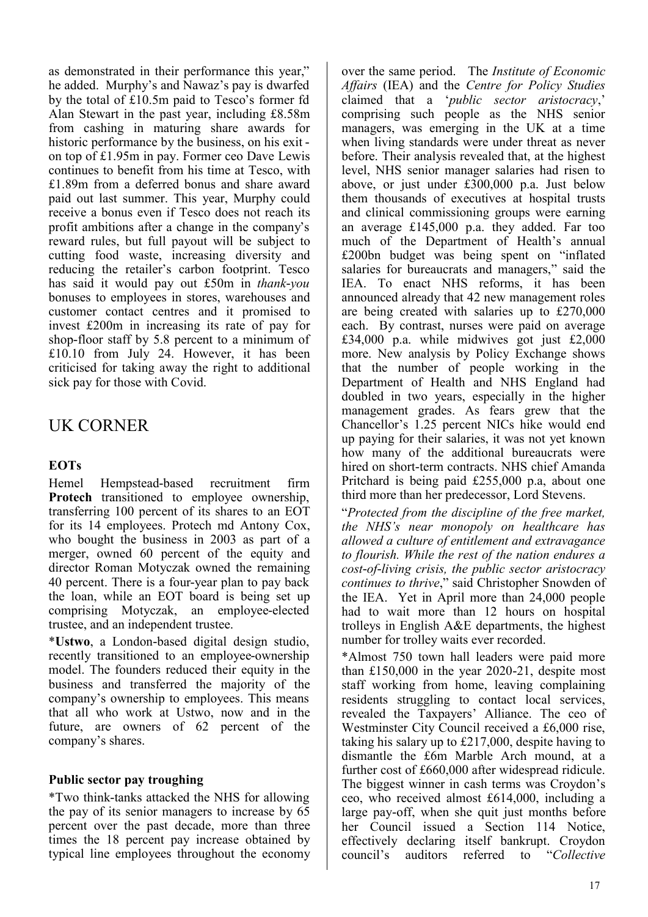as demonstrated in their performance this year," he added. Murphy's and Nawaz's pay is dwarfed by the total of £10.5m paid to Tesco's former fd Alan Stewart in the past year, including £8.58m from cashing in maturing share awards for historic performance by the business, on his exit - on top of £1.95m in pay. Former ceo Dave Lewis continues to benefit from his time at Tesco, with £1.89m from a deferred bonus and share award paid out last summer. This year, Murphy could receive a bonus even if Tesco does not reach its profit ambitions after a change in the company's reward rules, but full payout will be subject to cutting food waste, increasing diversity and reducing the retailer's carbon footprint. Tesco has said it would pay out £50m in *thank-you* bonuses to employees in stores, warehouses and customer contact centres and it promised to invest £200m in increasing its rate of pay for shop-floor staff by 5.8 percent to a minimum of £10.10 from July 24. However, it has been criticised for taking away the right to additional sick pay for those with Covid.

## UK CORNER

### EOTs

Hemel Hempstead-based recruitment firm **Protech** transitioned to employee ownership, transferring 100 percent of its shares to an EOT for its 14 employees. Protech md Antony Cox, who bought the business in 2003 as part of a merger, owned 60 percent of the equity and director Roman Motyczak owned the remaining 40 percent. There is a four-year plan to pay back the loan, while an EOT board is being set up comprising Motyczak, an employee-elected trustee, and an independent trustee.

***Ustwo**, a London-based digital design studio, recently transitioned to an employee-ownership model. The founders reduced their equity in the business and transferred the majority of the company's ownership to employees. This means that all who work at Ustwo, now and in the future, are owners of 62 percent of the company's shares.

### Public sector pay troughing

*Two think-tanks attacked the NHS for allowing the pay of its senior managers to increase by 65 percent over the past decade, more than three times the 18 percent pay increase obtained by typical line employees throughout the economy over the same period. The *Institute of Economic Affairs* (IEA) and the *Centre for Policy Studies* claimed that a '*public sector aristocracy*,' comprising such people as the NHS senior managers, was emerging in the UK at a time when living standards were under threat as never before. Their analysis revealed that, at the highest level, NHS senior manager salaries had risen to above, or just under £300,000 p.a. Just below them thousands of executives at hospital trusts and clinical commissioning groups were earning an average £145,000 p.a. they added. Far too much of the Department of Health's annual £200bn budget was being spent on "inflated salaries for bureaucrats and managers," said the IEA. To enact NHS reforms, it has been announced already that 42 new management roles are being created with salaries up to £270,000 each. By contrast, nurses were paid on average £34,000 p.a. while midwives got just £2,000 more. New analysis by Policy Exchange shows that the number of people working in the Department of Health and NHS England had doubled in two years, especially in the higher management grades. As fears grew that the Chancellor's 1.25 percent NICs hike would end up paying for their salaries, it was not yet known how many of the additional bureaucrats were hired on short-term contracts. NHS chief Amanda Pritchard is being paid £255,000 p.a, about one third more than her predecessor, Lord Stevens.

"*Protected from the discipline of the free market, the NHS's near monopoly on healthcare has allowed a culture of entitlement and extravagance to flourish. While the rest of the nation endures a cost-of-living crisis, the public sector aristocracy continues to thrive*," said Christopher Snowden of the IEA. Yet in April more than 24,000 people had to wait more than 12 hours on hospital trolleys in English A&E departments, the highest number for trolley waits ever recorded.

*Almost 750 town hall leaders were paid more than £150,000 in the year 2020-21, despite most staff working from home, leaving complaining residents struggling to contact local services, revealed the Taxpayers' Alliance. The ceo of Westminster City Council received a £6,000 rise, taking his salary up to £217,000, despite having to dismantle the £6m Marble Arch mound, at a further cost of £660,000 after widespread ridicule. The biggest winner in cash terms was Croydon's ceo, who received almost £614,000, including a large pay-off, when she quit just months before her Council issued a Section 114 Notice, effectively declaring itself bankrupt. Croydon council's auditors referred to "*Collective*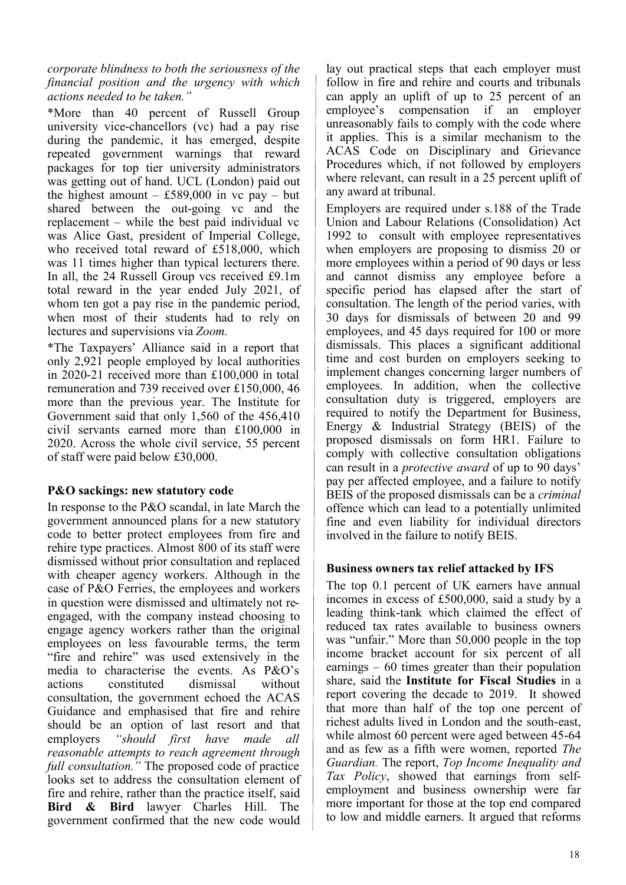*corporate blindness to both the seriousness of the financial position and the urgency with which actions needed to be taken."*

*More than 40 percent of Russell Group university vice-chancellors (vc) had a pay rise during the pandemic, it has emerged, despite repeated government warnings that reward packages for top tier university administrators was getting out of hand. UCL (London) paid out the highest amount – £589,000 in vc pay – but shared between the out-going vc and the replacement – while the best paid individual vc was Alice Gast, president of Imperial College, who received total reward of £518,000, which was 11 times higher than typical lecturers there. In all, the 24 Russell Group vcs received £9.1m total reward in the year ended July 2021, of whom ten got a pay rise in the pandemic period, when most of their students had to rely on lectures and supervisions via *Zoom.*

*The Taxpayers' Alliance said in a report that only 2,921 people employed by local authorities in 2020-21 received more than £100,000 in total remuneration and 739 received over £150,000, 46 more than the previous year. The Institute for Government said that only 1,560 of the 456,410 civil servants earned more than £100,000 in 2020. Across the whole civil service, 55 percent of staff were paid below £30,000.

### P&O sackings: new statutory code

In response to the P&O scandal, in late March the government announced plans for a new statutory code to better protect employees from fire and rehire type practices. Almost 800 of its staff were dismissed without prior consultation and replaced with cheaper agency workers. Although in the case of P&O Ferries, the employees and workers in question were dismissed and ultimately not re-engaged, with the company instead choosing to engage agency workers rather than the original employees on less favourable terms, the term "fire and rehire" was used extensively in the media to characterise the events. As P&O's actions constituted dismissal without consultation, the government echoed the ACAS Guidance and emphasised that fire and rehire should be an option of last resort and that employers *"should first have made all reasonable attempts to reach agreement through full consultation."* The proposed code of practice looks set to address the consultation element of fire and rehire, rather than the practice itself, said **Bird & Bird** lawyer Charles Hill. The government confirmed that the new code would lay out practical steps that each employer must follow in fire and rehire and courts and tribunals can apply an uplift of up to 25 percent of an employee's compensation if an employer unreasonably fails to comply with the code where it applies. This is a similar mechanism to the ACAS Code on Disciplinary and Grievance Procedures which, if not followed by employers where relevant, can result in a 25 percent uplift of any award at tribunal.

Employers are required under s.188 of the Trade Union and Labour Relations (Consolidation) Act 1992 to consult with employee representatives when employers are proposing to dismiss 20 or more employees within a period of 90 days or less and cannot dismiss any employee before a specific period has elapsed after the start of consultation. The length of the period varies, with 30 days for dismissals of between 20 and 99 employees, and 45 days required for 100 or more dismissals. This places a significant additional time and cost burden on employers seeking to implement changes concerning larger numbers of employees. In addition, when the collective consultation duty is triggered, employers are required to notify the Department for Business, Energy & Industrial Strategy (BEIS) of the proposed dismissals on form HR1. Failure to comply with collective consultation obligations can result in a *protective award* of up to 90 days' pay per affected employee, and a failure to notify BEIS of the proposed dismissals can be a *criminal* offence which can lead to a potentially unlimited fine and even liability for individual directors involved in the failure to notify BEIS.

### Business owners tax relief attacked by IFS

The top 0.1 percent of UK earners have annual incomes in excess of £500,000, said a study by a leading think-tank which claimed the effect of reduced tax rates available to business owners was "unfair." More than 50,000 people in the top income bracket account for six percent of all earnings – 60 times greater than their population share, said the **Institute for Fiscal Studies** in a report covering the decade to 2019. It showed that more than half of the top one percent of richest adults lived in London and the south-east, while almost 60 percent were aged between 45-64 and as few as a fifth were women, reported *The Guardian.* The report, *Top Income Inequality and Tax Policy*, showed that earnings from self-employment and business ownership were far more important for those at the top end compared to low and middle earners. It argued that reforms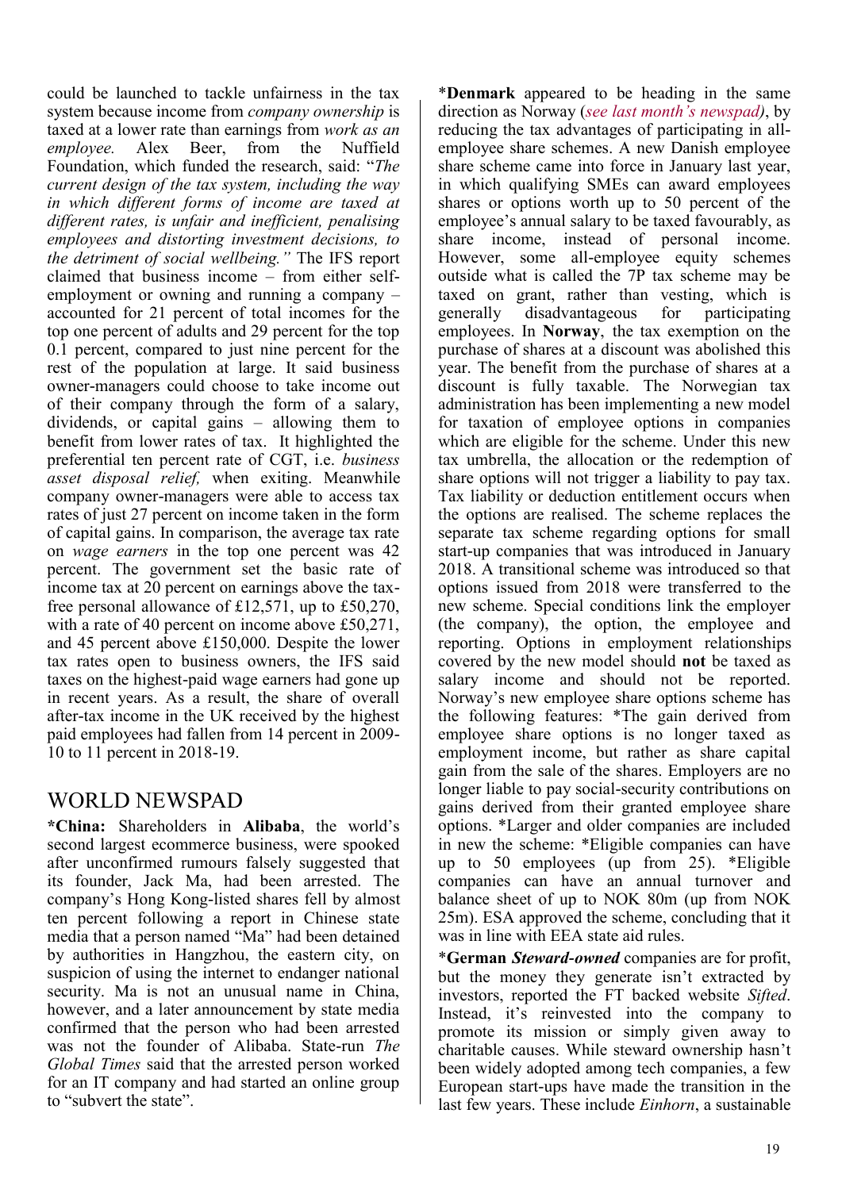could be launched to tackle unfairness in the tax system because income from *company ownership* is taxed at a lower rate than earnings from *work as an employee.* Alex Beer, from the Nuffield Foundation, which funded the research, said: "*The current design of the tax system, including the way in which different forms of income are taxed at different rates, is unfair and inefficient, penalising employees and distorting investment decisions, to the detriment of social wellbeing."* The IFS report claimed that business income – from either self-employment or owning and running a company – accounted for 21 percent of total incomes for the top one percent of adults and 29 percent for the top 0.1 percent, compared to just nine percent for the rest of the population at large. It said business owner-managers could choose to take income out of their company through the form of a salary, dividends, or capital gains – allowing them to benefit from lower rates of tax. It highlighted the preferential ten percent rate of CGT, i.e. *business asset disposal relief,* when exiting. Meanwhile company owner-managers were able to access tax rates of just 27 percent on income taken in the form of capital gains. In comparison, the average tax rate on *wage earners* in the top one percent was 42 percent. The government set the basic rate of income tax at 20 percent on earnings above the tax-free personal allowance of £12,571, up to £50,270, with a rate of 40 percent on income above £50,271, and 45 percent above £150,000. Despite the lower tax rates open to business owners, the IFS said taxes on the highest-paid wage earners had gone up in recent years. As a result, the share of overall after-tax income in the UK received by the highest paid employees had fallen from 14 percent in 2009-10 to 11 percent in 2018-19.

## WORLD NEWSPAD

***China:** Shareholders in **Alibaba**, the world's second largest ecommerce business, were spooked after unconfirmed rumours falsely suggested that its founder, Jack Ma, had been arrested. The company's Hong Kong-listed shares fell by almost ten percent following a report in Chinese state media that a person named "Ma" had been detained by authorities in Hangzhou, the eastern city, on suspicion of using the internet to endanger national security. Ma is not an unusual name in China, however, and a later announcement by state media confirmed that the person who had been arrested was not the founder of Alibaba. State-run *The Global Times* said that the arrested person worked for an IT company and had started an online group to "subvert the state".

***Denmark** appeared to be heading in the same direction as Norway (*see last month's newspad)*, by reducing the tax advantages of participating in all-employee share schemes. A new Danish employee share scheme came into force in January last year, in which qualifying SMEs can award employees shares or options worth up to 50 percent of the employee's annual salary to be taxed favourably, as share income, instead of personal income. However, some all-employee equity schemes outside what is called the 7P tax scheme may be taxed on grant, rather than vesting, which is generally disadvantageous for participating employees. In **Norway**, the tax exemption on the purchase of shares at a discount was abolished this year. The benefit from the purchase of shares at a discount is fully taxable. The Norwegian tax administration has been implementing a new model for taxation of employee options in companies which are eligible for the scheme. Under this new tax umbrella, the allocation or the redemption of share options will not trigger a liability to pay tax. Tax liability or deduction entitlement occurs when the options are realised. The scheme replaces the separate tax scheme regarding options for small start-up companies that was introduced in January 2018. A transitional scheme was introduced so that options issued from 2018 were transferred to the new scheme. Special conditions link the employer (the company), the option, the employee and reporting. Options in employment relationships covered by the new model should **not** be taxed as salary income and should not be reported. Norway's new employee share options scheme has the following features: *The gain derived from employee share options is no longer taxed as employment income, but rather as share capital gain from the sale of the shares. Employers are no longer liable to pay social-security contributions on gains derived from their granted employee share options. *Larger and older companies are included in new the scheme: *Eligible companies can have up to 50 employees (up from 25). *Eligible companies can have an annual turnover and balance sheet of up to NOK 80m (up from NOK 25m). ESA approved the scheme, concluding that it was in line with EEA state aid rules.

***German *Steward-owned*** companies are for profit, but the money they generate isn't extracted by investors, reported the FT backed website *Sifted*. Instead, it's reinvested into the company to promote its mission or simply given away to charitable causes. While steward ownership hasn't been widely adopted among tech companies, a few European start-ups have made the transition in the last few years. These include *Einhorn*, a sustainable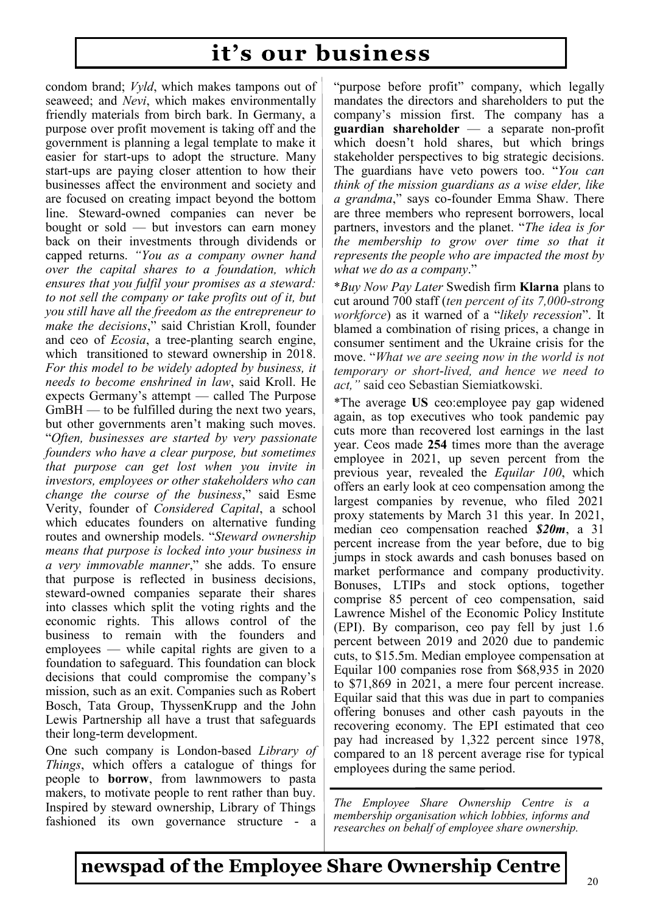condom brand; *Vyld*, which makes tampons out of seaweed; and *Nevi*, which makes environmentally friendly materials from birch bark. In Germany, a purpose over profit movement is taking off and the government is planning a legal template to make it easier for start-ups to adopt the structure. Many start-ups are paying closer attention to how their businesses affect the environment and society and are focused on creating impact beyond the bottom line. Steward-owned companies can never be bought or sold — but investors can earn money back on their investments through dividends or capped returns. *"You as a company owner hand over the capital shares to a foundation, which ensures that you fulfil your promises as a steward: to not sell the company or take profits out of it, but you still have all the freedom as the entrepreneur to make the decisions*," said Christian Kroll, founder and ceo of *Ecosia*, a tree-planting search engine, which transitioned to steward ownership in 2018. *For this model to be widely adopted by business, it needs to become enshrined in law*, said Kroll. He expects Germany's attempt — called The Purpose GmBH — to be fulfilled during the next two years, but other governments aren't making such moves. "*Often, businesses are started by very passionate founders who have a clear purpose, but sometimes that purpose can get lost when you invite in investors, employees or other stakeholders who can change the course of the business*," said Esme Verity, founder of *Considered Capital*, a school which educates founders on alternative funding routes and ownership models. "*Steward ownership means that purpose is locked into your business in a very immovable manner*," she adds. To ensure that purpose is reflected in business decisions, steward-owned companies separate their shares into classes which split the voting rights and the economic rights. This allows control of the business to remain with the founders and employees — while capital rights are given to a foundation to safeguard. This foundation can block decisions that could compromise the company's mission, such as an exit. Companies such as Robert Bosch, Tata Group, ThyssenKrupp and the John Lewis Partnership all have a trust that safeguards their long-term development.

One such company is London-based *Library of Things*, which offers a catalogue of things for people to **borrow**, from lawnmowers to pasta makers, to motivate people to rent rather than buy. Inspired by steward ownership, Library of Things fashioned its own governance structure - a "purpose before profit" company, which legally mandates the directors and shareholders to put the company's mission first. The company has a **guardian shareholder** — a separate non-profit which doesn't hold shares, but which brings stakeholder perspectives to big strategic decisions. The guardians have veto powers too. "*You can think of the mission guardians as a wise elder, like a grandma*," says co-founder Emma Shaw. There are three members who represent borrowers, local partners, investors and the planet. "*The idea is for the membership to grow over time so that it represents the people who are impacted the most by what we do as a company*."

**Buy Now Pay Later* Swedish firm **Klarna** plans to cut around 700 staff (*ten percent of its 7,000-strong workforce*) as it warned of a "*likely recession*". It blamed a combination of rising prices, a change in consumer sentiment and the Ukraine crisis for the move. "*What we are seeing now in the world is not temporary or short-lived, and hence we need to act,"* said ceo Sebastian Siemiatkowski.

*The average **US** ceo:employee pay gap widened again, as top executives who took pandemic pay cuts more than recovered lost earnings in the last year. Ceos made **254** times more than the average employee in 2021, up seven percent from the previous year, revealed the *Equilar 100*, which offers an early look at ceo compensation among the largest companies by revenue, who filed 2021 proxy statements by March 31 this year. In 2021, median ceo compensation reached ***$20m***, a 31 percent increase from the year before, due to big jumps in stock awards and cash bonuses based on market performance and company productivity. Bonuses, LTIPs and stock options, together comprise 85 percent of ceo compensation, said Lawrence Mishel of the Economic Policy Institute (EPI). By comparison, ceo pay fell by just 1.6 percent between 2019 and 2020 due to pandemic cuts, to $15.5m. Median employee compensation at Equilar 100 companies rose from $68,935 in 2020 to $71,869 in 2021, a mere four percent increase. Equilar said that this was due in part to companies offering bonuses and other cash payouts in the recovering economy. The EPI estimated that ceo pay had increased by 1,322 percent since 1978, compared to an 18 percent average rise for typical employees during the same period.

---

*The Employee Share Ownership Centre is a membership organisation which lobbies, informs and researches on behalf of employee share ownership.*